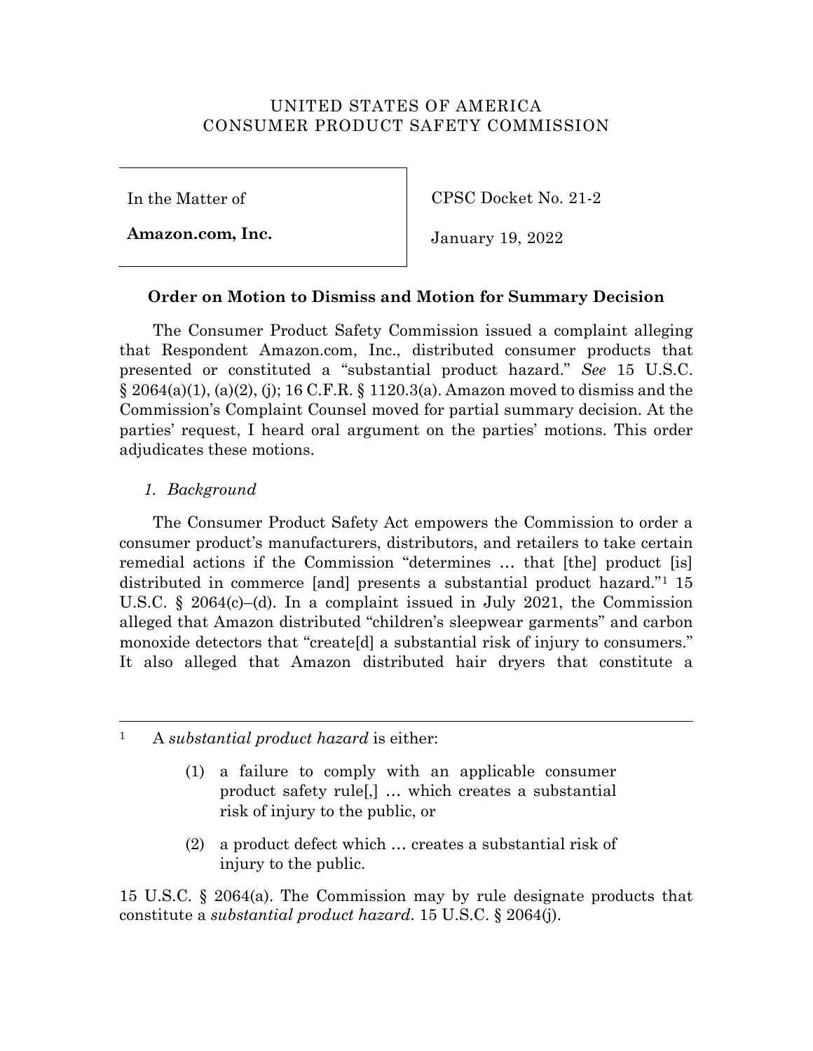UNITED STATES OF AMERICA
CONSUMER PRODUCT SAFETY COMMISSION

| In the Matter of | CPSC Docket No. 21-2 |
| --- | --- |
| **Amazon.com, Inc.** | January 19, 2022 |

**Order on Motion to Dismiss and Motion for Summary Decision**

The Consumer Product Safety Commission issued a complaint alleging that Respondent Amazon.com, Inc., distributed consumer products that presented or constituted a "substantial product hazard." *See* 15 U.S.C. § 2064(a)(1), (a)(2), (j); 16 C.F.R. § 1120.3(a). Amazon moved to dismiss and the Commission's Complaint Counsel moved for partial summary decision. At the parties' request, I heard oral argument on the parties' motions. This order adjudicates these motions.

*1. Background*

The Consumer Product Safety Act empowers the Commission to order a consumer product's manufacturers, distributors, and retailers to take certain remedial actions if the Commission "determines … that [the] product [is] distributed in commerce [and] presents a substantial product hazard."[1] 15 U.S.C. § 2064(c)–(d). In a complaint issued in July 2021, the Commission alleged that Amazon distributed "children's sleepwear garments" and carbon monoxide detectors that "create[d] a substantial risk of injury to consumers." It also alleged that Amazon distributed hair dryers that constitute a

---

[1] A *substantial product hazard* is either:

> (1) a failure to comply with an applicable consumer product safety rule[,] … which creates a substantial risk of injury to the public, or
>
> (2) a product defect which … creates a substantial risk of injury to the public.

15 U.S.C. § 2064(a). The Commission may by rule designate products that constitute a *substantial product hazard*. 15 U.S.C. § 2064(j).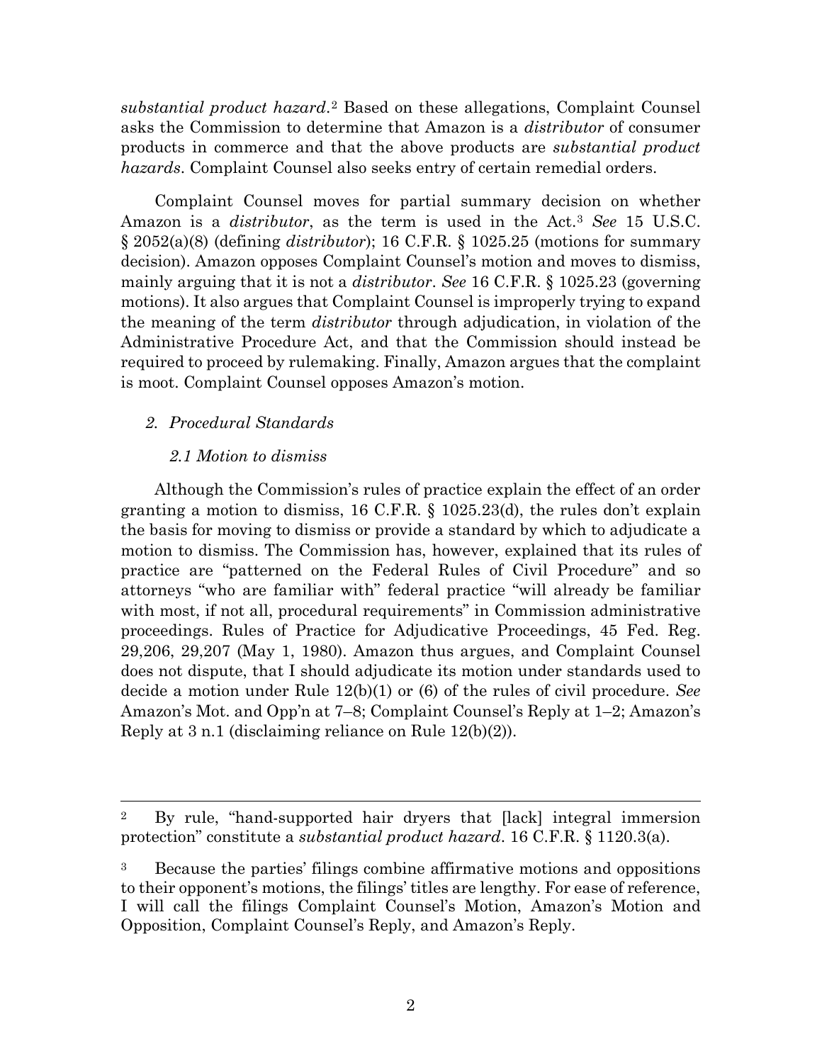*substantial product hazard*.[2] Based on these allegations, Complaint Counsel asks the Commission to determine that Amazon is a *distributor* of consumer products in commerce and that the above products are *substantial product hazards*. Complaint Counsel also seeks entry of certain remedial orders.

Complaint Counsel moves for partial summary decision on whether Amazon is a *distributor*, as the term is used in the Act.[3] *See* 15 U.S.C. § 2052(a)(8) (defining *distributor*); 16 C.F.R. § 1025.25 (motions for summary decision). Amazon opposes Complaint Counsel's motion and moves to dismiss, mainly arguing that it is not a *distributor*. *See* 16 C.F.R. § 1025.23 (governing motions). It also argues that Complaint Counsel is improperly trying to expand the meaning of the term *distributor* through adjudication, in violation of the Administrative Procedure Act, and that the Commission should instead be required to proceed by rulemaking. Finally, Amazon argues that the complaint is moot. Complaint Counsel opposes Amazon's motion.

## *2. Procedural Standards*

### *2.1 Motion to dismiss*

Although the Commission's rules of practice explain the effect of an order granting a motion to dismiss, 16 C.F.R. § 1025.23(d), the rules don't explain the basis for moving to dismiss or provide a standard by which to adjudicate a motion to dismiss. The Commission has, however, explained that its rules of practice are "patterned on the Federal Rules of Civil Procedure" and so attorneys "who are familiar with" federal practice "will already be familiar with most, if not all, procedural requirements" in Commission administrative proceedings. Rules of Practice for Adjudicative Proceedings, 45 Fed. Reg. 29,206, 29,207 (May 1, 1980). Amazon thus argues, and Complaint Counsel does not dispute, that I should adjudicate its motion under standards used to decide a motion under Rule 12(b)(1) or (6) of the rules of civil procedure. *See* Amazon's Mot. and Opp'n at 7–8; Complaint Counsel's Reply at 1–2; Amazon's Reply at 3 n.1 (disclaiming reliance on Rule 12(b)(2)).

---

[2] By rule, "hand-supported hair dryers that [lack] integral immersion protection" constitute a *substantial product hazard*. 16 C.F.R. § 1120.3(a).

[3] Because the parties' filings combine affirmative motions and oppositions to their opponent's motions, the filings' titles are lengthy. For ease of reference, I will call the filings Complaint Counsel's Motion, Amazon's Motion and Opposition, Complaint Counsel's Reply, and Amazon's Reply.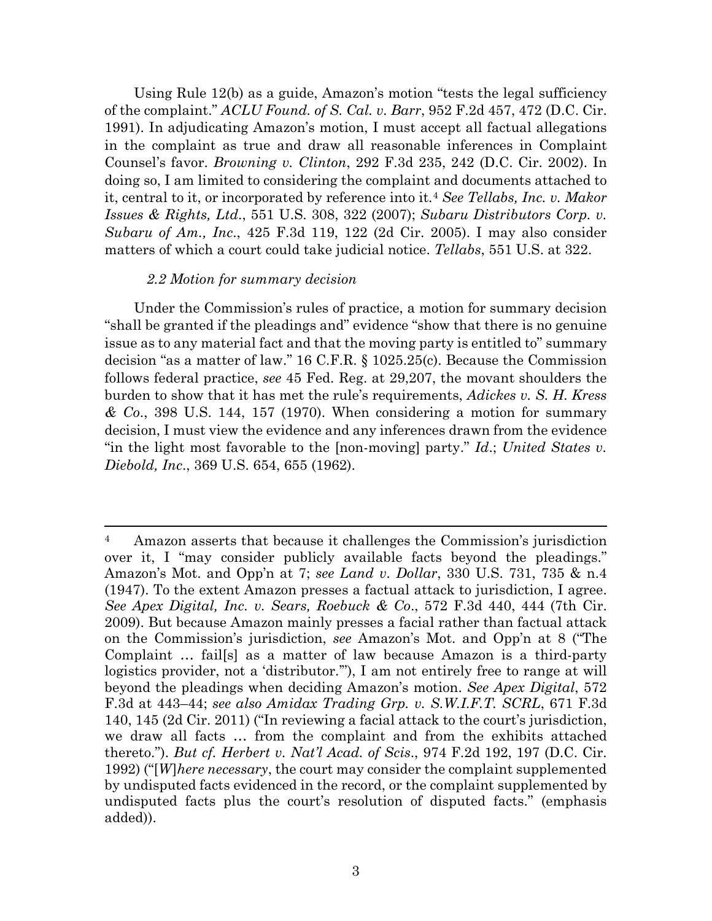Using Rule 12(b) as a guide, Amazon's motion "tests the legal sufficiency of the complaint." *ACLU Found. of S. Cal. v. Barr*, 952 F.2d 457, 472 (D.C. Cir. 1991). In adjudicating Amazon's motion, I must accept all factual allegations in the complaint as true and draw all reasonable inferences in Complaint Counsel's favor. *Browning v. Clinton*, 292 F.3d 235, 242 (D.C. Cir. 2002). In doing so, I am limited to considering the complaint and documents attached to it, central to it, or incorporated by reference into it.[4] *See Tellabs, Inc. v. Makor Issues & Rights, Ltd.*, 551 U.S. 308, 322 (2007); *Subaru Distributors Corp. v. Subaru of Am., Inc.*, 425 F.3d 119, 122 (2d Cir. 2005). I may also consider matters of which a court could take judicial notice. *Tellabs*, 551 U.S. at 322.

### *2.2 Motion for summary decision*

Under the Commission's rules of practice, a motion for summary decision "shall be granted if the pleadings and" evidence "show that there is no genuine issue as to any material fact and that the moving party is entitled to" summary decision "as a matter of law." 16 C.F.R. § 1025.25(c). Because the Commission follows federal practice, *see* 45 Fed. Reg. at 29,207, the movant shoulders the burden to show that it has met the rule's requirements, *Adickes v. S. H. Kress & Co.*, 398 U.S. 144, 157 (1970). When considering a motion for summary decision, I must view the evidence and any inferences drawn from the evidence "in the light most favorable to the [non-moving] party." *Id.*; *United States v. Diebold, Inc.*, 369 U.S. 654, 655 (1962).

---

[4] Amazon asserts that because it challenges the Commission's jurisdiction over it, I "may consider publicly available facts beyond the pleadings." Amazon's Mot. and Opp'n at 7; *see Land v. Dollar*, 330 U.S. 731, 735 & n.4 (1947). To the extent Amazon presses a factual attack to jurisdiction, I agree. *See Apex Digital, Inc. v. Sears, Roebuck & Co.*, 572 F.3d 440, 444 (7th Cir. 2009). But because Amazon mainly presses a facial rather than factual attack on the Commission's jurisdiction, *see* Amazon's Mot. and Opp'n at 8 ("The Complaint … fail[s] as a matter of law because Amazon is a third-party logistics provider, not a 'distributor.'"), I am not entirely free to range at will beyond the pleadings when deciding Amazon's motion. *See Apex Digital*, 572 F.3d at 443–44; *see also Amidax Trading Grp. v. S.W.I.F.T. SCRL*, 671 F.3d 140, 145 (2d Cir. 2011) ("In reviewing a facial attack to the court's jurisdiction, we draw all facts … from the complaint and from the exhibits attached thereto."). *But cf. Herbert v. Nat'l Acad. of Scis.*, 974 F.2d 192, 197 (D.C. Cir. 1992) ("[*W*]*here necessary*, the court may consider the complaint supplemented by undisputed facts evidenced in the record, or the complaint supplemented by undisputed facts plus the court's resolution of disputed facts." (emphasis added)).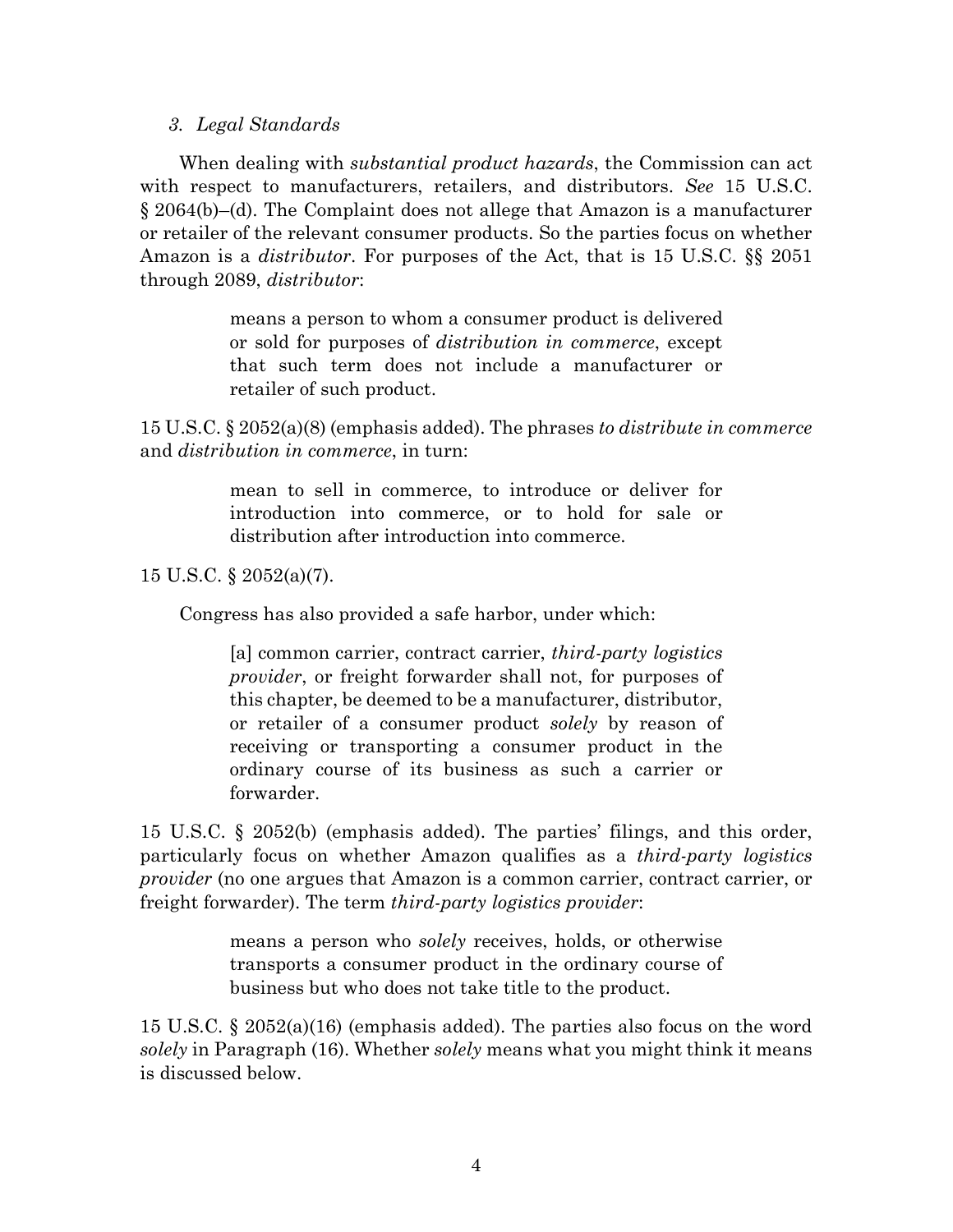### *3. Legal Standards*

When dealing with *substantial product hazards*, the Commission can act with respect to manufacturers, retailers, and distributors. *See* 15 U.S.C. § 2064(b)–(d). The Complaint does not allege that Amazon is a manufacturer or retailer of the relevant consumer products. So the parties focus on whether Amazon is a *distributor*. For purposes of the Act, that is 15 U.S.C. §§ 2051 through 2089, *distributor*:

> means a person to whom a consumer product is delivered or sold for purposes of *distribution in commerce*, except that such term does not include a manufacturer or retailer of such product.

15 U.S.C. § 2052(a)(8) (emphasis added). The phrases *to distribute in commerce* and *distribution in commerce*, in turn:

> mean to sell in commerce, to introduce or deliver for introduction into commerce, or to hold for sale or distribution after introduction into commerce.

15 U.S.C. § 2052(a)(7).

Congress has also provided a safe harbor, under which:

> [a] common carrier, contract carrier, *third-party logistics provider*, or freight forwarder shall not, for purposes of this chapter, be deemed to be a manufacturer, distributor, or retailer of a consumer product *solely* by reason of receiving or transporting a consumer product in the ordinary course of its business as such a carrier or forwarder.

15 U.S.C. § 2052(b) (emphasis added). The parties' filings, and this order, particularly focus on whether Amazon qualifies as a *third-party logistics provider* (no one argues that Amazon is a common carrier, contract carrier, or freight forwarder). The term *third-party logistics provider*:

> means a person who *solely* receives, holds, or otherwise transports a consumer product in the ordinary course of business but who does not take title to the product.

15 U.S.C. § 2052(a)(16) (emphasis added). The parties also focus on the word *solely* in Paragraph (16). Whether *solely* means what you might think it means is discussed below.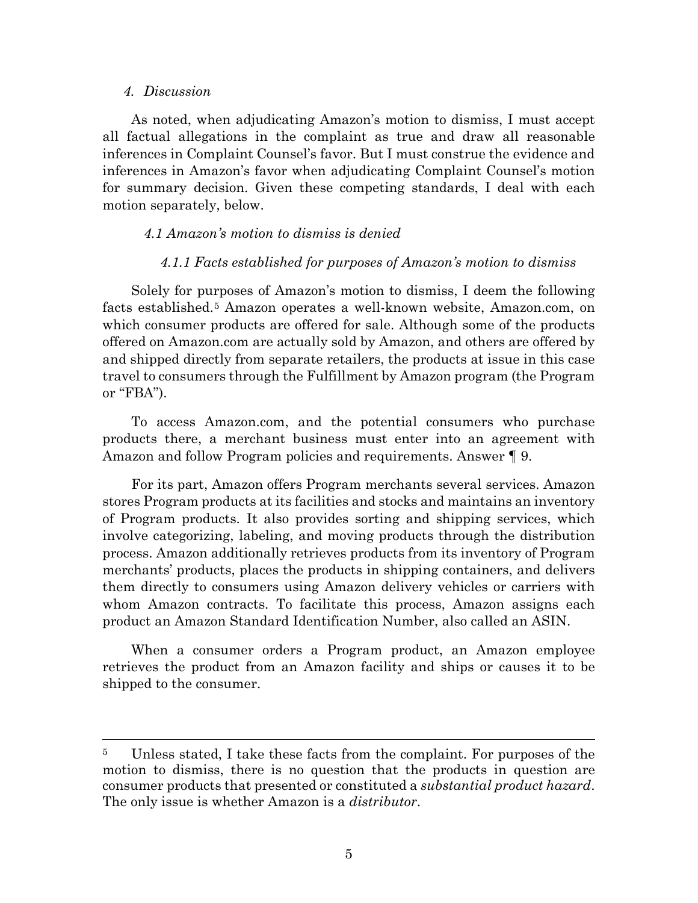### *4. Discussion*

As noted, when adjudicating Amazon's motion to dismiss, I must accept all factual allegations in the complaint as true and draw all reasonable inferences in Complaint Counsel's favor. But I must construe the evidence and inferences in Amazon's favor when adjudicating Complaint Counsel's motion for summary decision. Given these competing standards, I deal with each motion separately, below.

#### *4.1 Amazon's motion to dismiss is denied*

##### *4.1.1 Facts established for purposes of Amazon's motion to dismiss*

Solely for purposes of Amazon's motion to dismiss, I deem the following facts established.[5] Amazon operates a well-known website, Amazon.com, on which consumer products are offered for sale. Although some of the products offered on Amazon.com are actually sold by Amazon, and others are offered by and shipped directly from separate retailers, the products at issue in this case travel to consumers through the Fulfillment by Amazon program (the Program or "FBA").

To access Amazon.com, and the potential consumers who purchase products there, a merchant business must enter into an agreement with Amazon and follow Program policies and requirements. Answer ¶ 9.

For its part, Amazon offers Program merchants several services. Amazon stores Program products at its facilities and stocks and maintains an inventory of Program products. It also provides sorting and shipping services, which involve categorizing, labeling, and moving products through the distribution process. Amazon additionally retrieves products from its inventory of Program merchants' products, places the products in shipping containers, and delivers them directly to consumers using Amazon delivery vehicles or carriers with whom Amazon contracts. To facilitate this process, Amazon assigns each product an Amazon Standard Identification Number, also called an ASIN.

When a consumer orders a Program product, an Amazon employee retrieves the product from an Amazon facility and ships or causes it to be shipped to the consumer.

---

[5] Unless stated, I take these facts from the complaint. For purposes of the motion to dismiss, there is no question that the products in question are consumer products that presented or constituted a *substantial product hazard*. The only issue is whether Amazon is a *distributor*.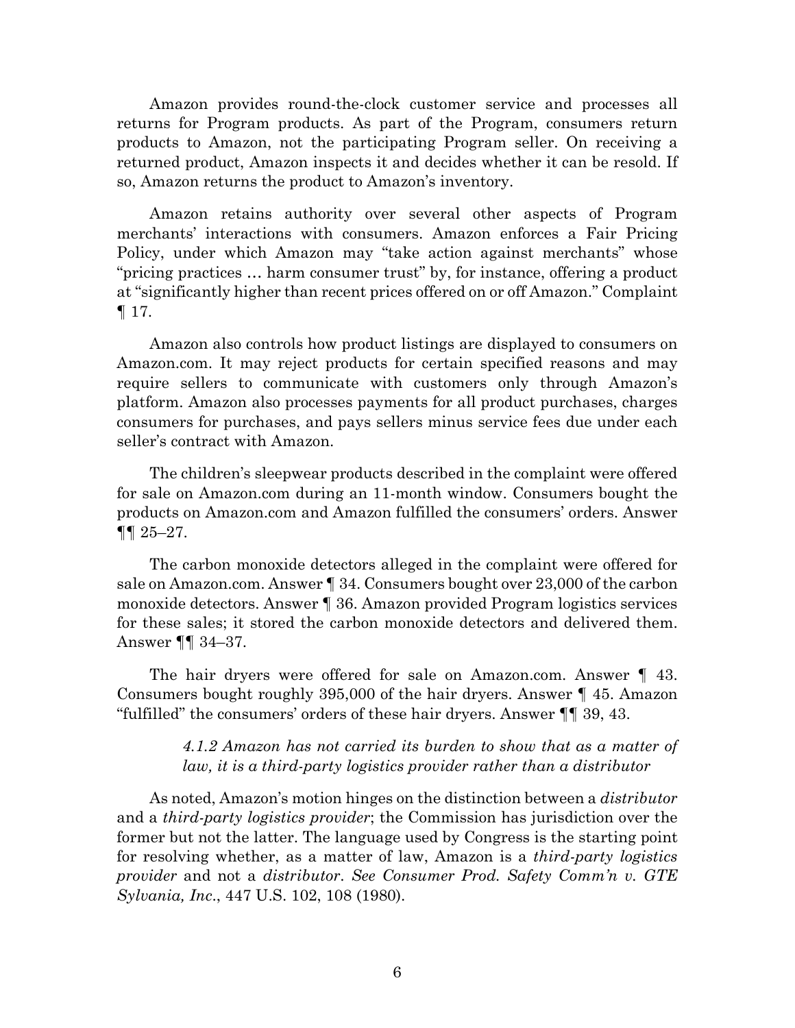Amazon provides round-the-clock customer service and processes all returns for Program products. As part of the Program, consumers return products to Amazon, not the participating Program seller. On receiving a returned product, Amazon inspects it and decides whether it can be resold. If so, Amazon returns the product to Amazon's inventory.

Amazon retains authority over several other aspects of Program merchants' interactions with consumers. Amazon enforces a Fair Pricing Policy, under which Amazon may "take action against merchants" whose "pricing practices … harm consumer trust" by, for instance, offering a product at "significantly higher than recent prices offered on or off Amazon." Complaint ¶ 17.

Amazon also controls how product listings are displayed to consumers on Amazon.com. It may reject products for certain specified reasons and may require sellers to communicate with customers only through Amazon's platform. Amazon also processes payments for all product purchases, charges consumers for purchases, and pays sellers minus service fees due under each seller's contract with Amazon.

The children's sleepwear products described in the complaint were offered for sale on Amazon.com during an 11-month window. Consumers bought the products on Amazon.com and Amazon fulfilled the consumers' orders. Answer ¶¶ 25–27.

The carbon monoxide detectors alleged in the complaint were offered for sale on Amazon.com. Answer ¶ 34. Consumers bought over 23,000 of the carbon monoxide detectors. Answer ¶ 36. Amazon provided Program logistics services for these sales; it stored the carbon monoxide detectors and delivered them. Answer ¶¶ 34–37.

The hair dryers were offered for sale on Amazon.com. Answer ¶ 43. Consumers bought roughly 395,000 of the hair dryers. Answer ¶ 45. Amazon "fulfilled" the consumers' orders of these hair dryers. Answer ¶¶ 39, 43.

#### *4.1.2 Amazon has not carried its burden to show that as a matter of law, it is a third-party logistics provider rather than a distributor*

As noted, Amazon's motion hinges on the distinction between a *distributor* and a *third-party logistics provider*; the Commission has jurisdiction over the former but not the latter. The language used by Congress is the starting point for resolving whether, as a matter of law, Amazon is a *third-party logistics provider* and not a *distributor*. *See Consumer Prod. Safety Comm'n v. GTE Sylvania, Inc.*, 447 U.S. 102, 108 (1980).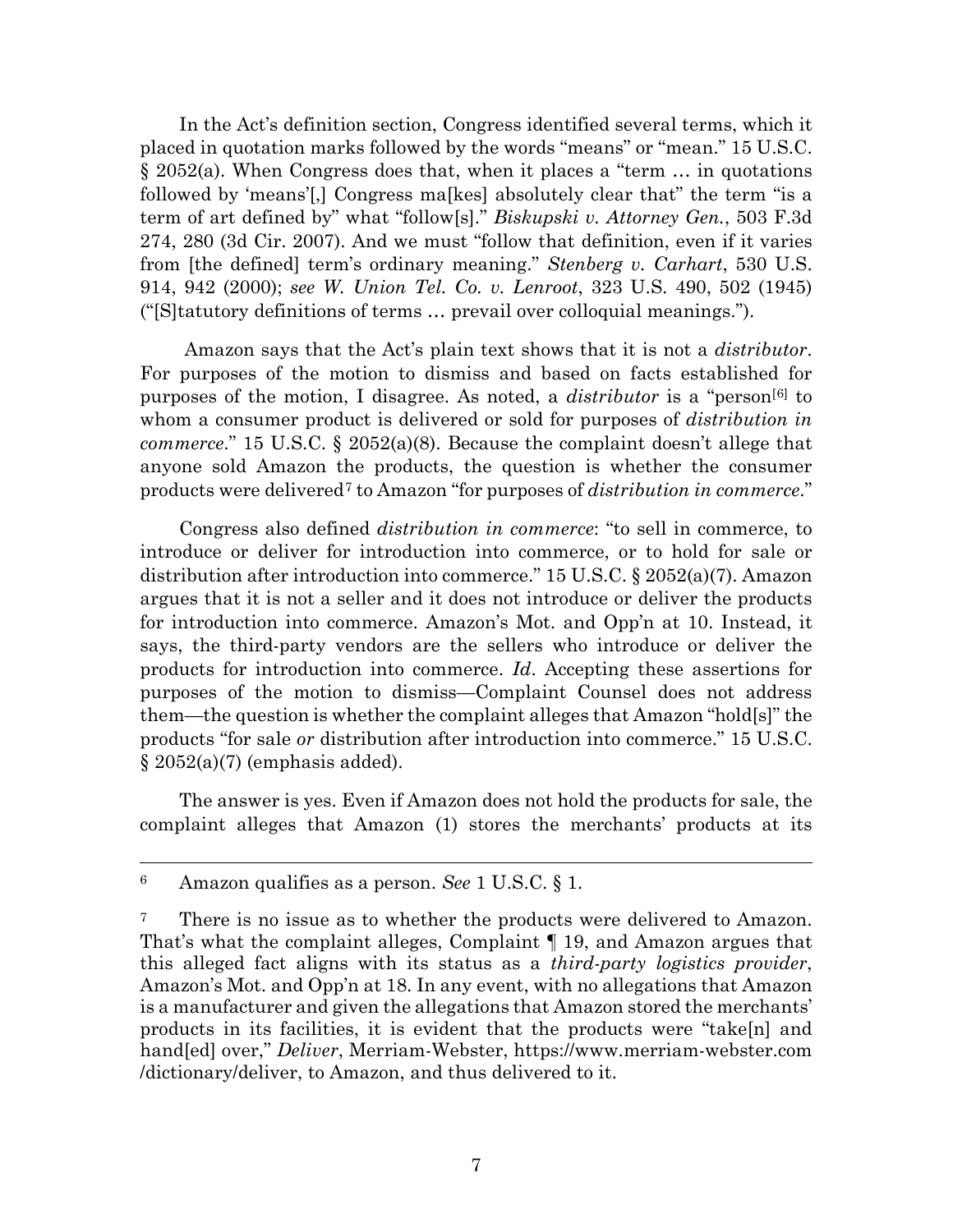In the Act's definition section, Congress identified several terms, which it placed in quotation marks followed by the words "means" or "mean." 15 U.S.C. § 2052(a). When Congress does that, when it places a "term … in quotations followed by 'means'[,] Congress ma[kes] absolutely clear that" the term "is a term of art defined by" what "follow[s]." *Biskupski v. Attorney Gen.*, 503 F.3d 274, 280 (3d Cir. 2007). And we must "follow that definition, even if it varies from [the defined] term's ordinary meaning." *Stenberg v. Carhart*, 530 U.S. 914, 942 (2000); *see W. Union Tel. Co. v. Lenroot*, 323 U.S. 490, 502 (1945) ("[S]tatutory definitions of terms … prevail over colloquial meanings.").

Amazon says that the Act's plain text shows that it is not a *distributor*. For purposes of the motion to dismiss and based on facts established for purposes of the motion, I disagree. As noted, a *distributor* is a "person[6] to whom a consumer product is delivered or sold for purposes of *distribution in commerce*." 15 U.S.C. § 2052(a)(8). Because the complaint doesn't allege that anyone sold Amazon the products, the question is whether the consumer products were delivered[7] to Amazon "for purposes of *distribution in commerce*."

Congress also defined *distribution in commerce*: "to sell in commerce, to introduce or deliver for introduction into commerce, or to hold for sale or distribution after introduction into commerce." 15 U.S.C. § 2052(a)(7). Amazon argues that it is not a seller and it does not introduce or deliver the products for introduction into commerce. Amazon's Mot. and Opp'n at 10. Instead, it says, the third-party vendors are the sellers who introduce or deliver the products for introduction into commerce. *Id*. Accepting these assertions for purposes of the motion to dismiss—Complaint Counsel does not address them—the question is whether the complaint alleges that Amazon "hold[s]" the products "for sale *or* distribution after introduction into commerce." 15 U.S.C. § 2052(a)(7) (emphasis added).

The answer is yes. Even if Amazon does not hold the products for sale, the complaint alleges that Amazon (1) stores the merchants' products at its

---

[6] Amazon qualifies as a person. *See* 1 U.S.C. § 1.

[7] There is no issue as to whether the products were delivered to Amazon. That's what the complaint alleges, Complaint ¶ 19, and Amazon argues that this alleged fact aligns with its status as a *third-party logistics provider*, Amazon's Mot. and Opp'n at 18. In any event, with no allegations that Amazon is a manufacturer and given the allegations that Amazon stored the merchants' products in its facilities, it is evident that the products were "take[n] and hand[ed] over," *Deliver*, Merriam-Webster, https://www.merriam-webster.com/dictionary/deliver, to Amazon, and thus delivered to it.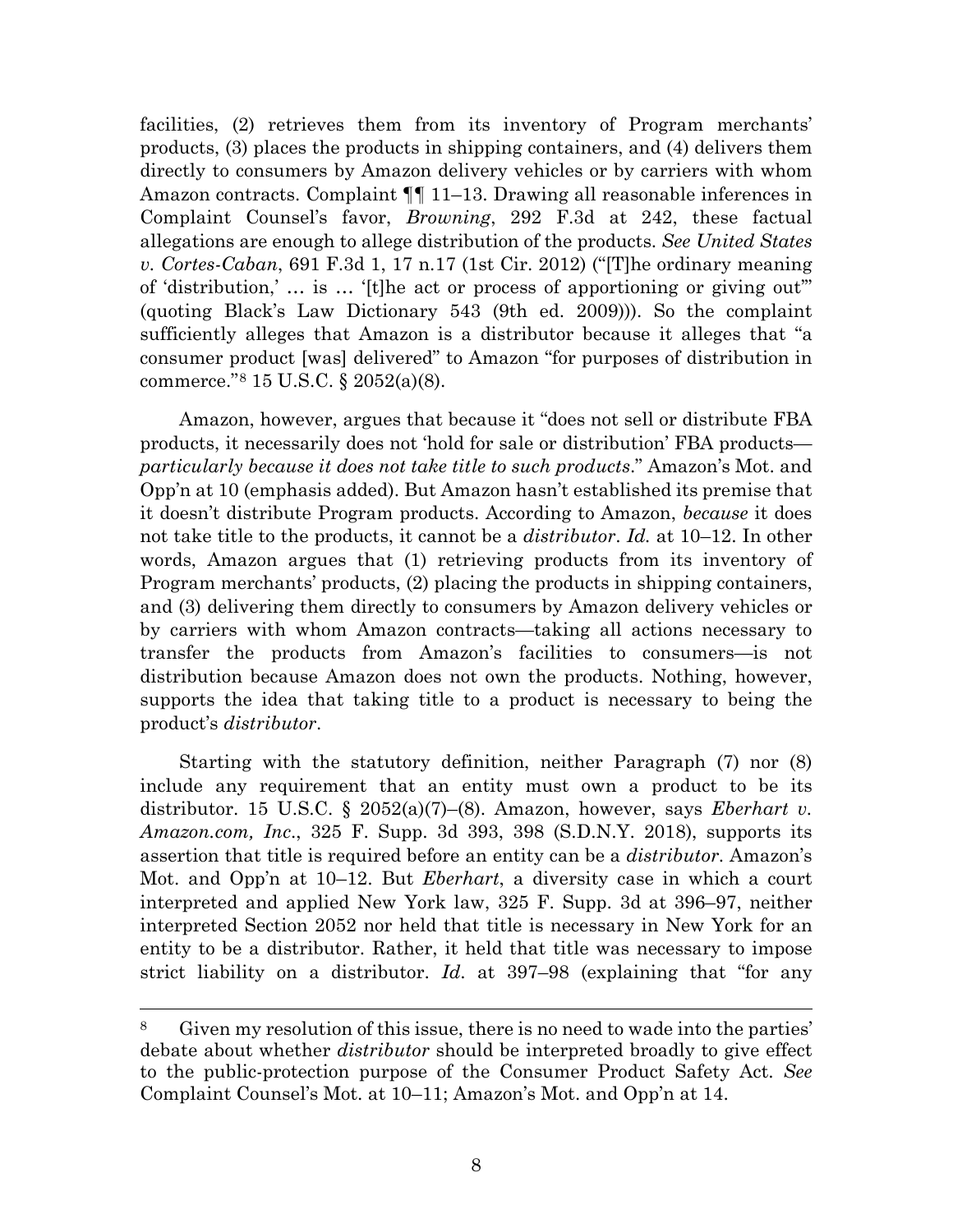facilities, (2) retrieves them from its inventory of Program merchants' products, (3) places the products in shipping containers, and (4) delivers them directly to consumers by Amazon delivery vehicles or by carriers with whom Amazon contracts. Complaint ¶¶ 11–13. Drawing all reasonable inferences in Complaint Counsel's favor, *Browning*, 292 F.3d at 242, these factual allegations are enough to allege distribution of the products. *See United States v. Cortes-Caban*, 691 F.3d 1, 17 n.17 (1st Cir. 2012) ("[T]he ordinary meaning of 'distribution,' … is … '[t]he act or process of apportioning or giving out'" (quoting Black's Law Dictionary 543 (9th ed. 2009))). So the complaint sufficiently alleges that Amazon is a distributor because it alleges that "a consumer product [was] delivered" to Amazon "for purposes of distribution in commerce."[8] 15 U.S.C. § 2052(a)(8).

Amazon, however, argues that because it "does not sell or distribute FBA products, it necessarily does not 'hold for sale or distribution' FBA products—*particularly because it does not take title to such products*." Amazon's Mot. and Opp'n at 10 (emphasis added). But Amazon hasn't established its premise that it doesn't distribute Program products. According to Amazon, *because* it does not take title to the products, it cannot be a *distributor*. *Id.* at 10–12. In other words, Amazon argues that (1) retrieving products from its inventory of Program merchants' products, (2) placing the products in shipping containers, and (3) delivering them directly to consumers by Amazon delivery vehicles or by carriers with whom Amazon contracts—taking all actions necessary to transfer the products from Amazon's facilities to consumers—is not distribution because Amazon does not own the products. Nothing, however, supports the idea that taking title to a product is necessary to being the product's *distributor*.

Starting with the statutory definition, neither Paragraph (7) nor (8) include any requirement that an entity must own a product to be its distributor. 15 U.S.C. § 2052(a)(7)–(8). Amazon, however, says *Eberhart v. Amazon.com, Inc.*, 325 F. Supp. 3d 393, 398 (S.D.N.Y. 2018), supports its assertion that title is required before an entity can be a *distributor*. Amazon's Mot. and Opp'n at 10–12. But *Eberhart*, a diversity case in which a court interpreted and applied New York law, 325 F. Supp. 3d at 396–97, neither interpreted Section 2052 nor held that title is necessary in New York for an entity to be a distributor. Rather, it held that title was necessary to impose strict liability on a distributor. *Id.* at 397–98 (explaining that "for any

---

[8] Given my resolution of this issue, there is no need to wade into the parties' debate about whether *distributor* should be interpreted broadly to give effect to the public-protection purpose of the Consumer Product Safety Act. *See* Complaint Counsel's Mot. at 10–11; Amazon's Mot. and Opp'n at 14.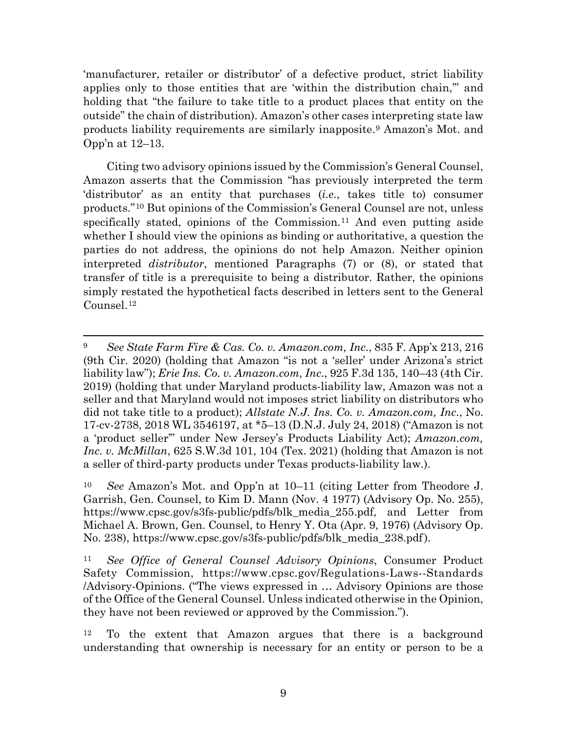'manufacturer, retailer or distributor' of a defective product, strict liability applies only to those entities that are 'within the distribution chain,'" and holding that "the failure to take title to a product places that entity on the outside" the chain of distribution). Amazon's other cases interpreting state law products liability requirements are similarly inapposite.[9] Amazon's Mot. and Opp'n at 12–13.

Citing two advisory opinions issued by the Commission's General Counsel, Amazon asserts that the Commission "has previously interpreted the term 'distributor' as an entity that purchases (*i.e.*, takes title to) consumer products."[10] But opinions of the Commission's General Counsel are not, unless specifically stated, opinions of the Commission.[11] And even putting aside whether I should view the opinions as binding or authoritative, a question the parties do not address, the opinions do not help Amazon. Neither opinion interpreted *distributor*, mentioned Paragraphs (7) or (8), or stated that transfer of title is a prerequisite to being a distributor. Rather, the opinions simply restated the hypothetical facts described in letters sent to the General Counsel.[12]

---

[9] *See State Farm Fire & Cas. Co. v. Amazon.com, Inc.*, 835 F. App'x 213, 216 (9th Cir. 2020) (holding that Amazon "is not a 'seller' under Arizona's strict liability law"); *Erie Ins. Co. v. Amazon.com, Inc.*, 925 F.3d 135, 140–43 (4th Cir. 2019) (holding that under Maryland products-liability law, Amazon was not a seller and that Maryland would not imposes strict liability on distributors who did not take title to a product); *Allstate N.J. Ins. Co. v. Amazon.com, Inc.*, No. 17-cv-2738, 2018 WL 3546197, at *5–13 (D.N.J. July 24, 2018) ("Amazon is not a 'product seller'" under New Jersey's Products Liability Act); *Amazon.com, Inc. v. McMillan*, 625 S.W.3d 101, 104 (Tex. 2021) (holding that Amazon is not a seller of third-party products under Texas products-liability law.).

[10] *See* Amazon's Mot. and Opp'n at 10–11 (citing Letter from Theodore J. Garrish, Gen. Counsel, to Kim D. Mann (Nov. 4 1977) (Advisory Op. No. 255), https://www.cpsc.gov/s3fs-public/pdfs/blk_media_255.pdf, and Letter from Michael A. Brown, Gen. Counsel, to Henry Y. Ota (Apr. 9, 1976) (Advisory Op. No. 238), https://www.cpsc.gov/s3fs-public/pdfs/blk_media_238.pdf).

[11] *See Office of General Counsel Advisory Opinions*, Consumer Product Safety Commission, https://www.cpsc.gov/Regulations-Laws--Standards/Advisory-Opinions. ("The views expressed in … Advisory Opinions are those of the Office of the General Counsel. Unless indicated otherwise in the Opinion, they have not been reviewed or approved by the Commission.").

[12] To the extent that Amazon argues that there is a background understanding that ownership is necessary for an entity or person to be a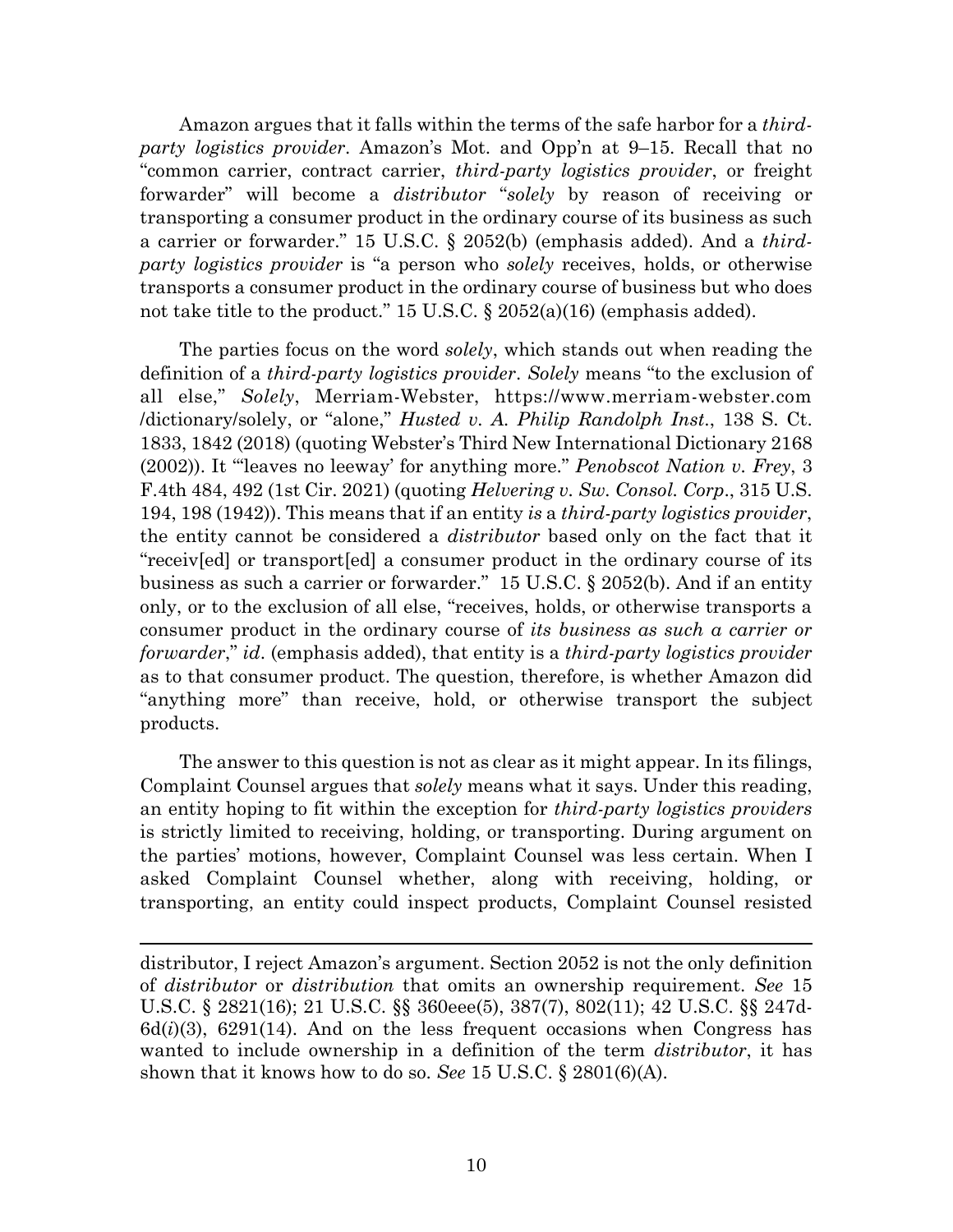Amazon argues that it falls within the terms of the safe harbor for a *third-party logistics provider*. Amazon's Mot. and Opp'n at 9–15. Recall that no "common carrier, contract carrier, *third-party logistics provider*, or freight forwarder" will become a *distributor* "*solely* by reason of receiving or transporting a consumer product in the ordinary course of its business as such a carrier or forwarder." 15 U.S.C. § 2052(b) (emphasis added). And a *third-party logistics provider* is "a person who *solely* receives, holds, or otherwise transports a consumer product in the ordinary course of business but who does not take title to the product." 15 U.S.C. § 2052(a)(16) (emphasis added).

The parties focus on the word *solely*, which stands out when reading the definition of a *third-party logistics provider*. *Solely* means "to the exclusion of all else," *Solely*, Merriam-Webster, https://www.merriam-webster.com /dictionary/solely, or "alone," *Husted v. A. Philip Randolph Inst.*, 138 S. Ct. 1833, 1842 (2018) (quoting Webster's Third New International Dictionary 2168 (2002)). It "'leaves no leeway' for anything more." *Penobscot Nation v. Frey*, 3 F.4th 484, 492 (1st Cir. 2021) (quoting *Helvering v. Sw. Consol. Corp*., 315 U.S. 194, 198 (1942)). This means that if an entity *is* a *third-party logistics provider*, the entity cannot be considered a *distributor* based only on the fact that it "receiv[ed] or transport[ed] a consumer product in the ordinary course of its business as such a carrier or forwarder." 15 U.S.C. § 2052(b). And if an entity only, or to the exclusion of all else, "receives, holds, or otherwise transports a consumer product in the ordinary course of *its business as such a carrier or forwarder*," *id*. (emphasis added), that entity is a *third-party logistics provider* as to that consumer product. The question, therefore, is whether Amazon did "anything more" than receive, hold, or otherwise transport the subject products.

The answer to this question is not as clear as it might appear. In its filings, Complaint Counsel argues that *solely* means what it says. Under this reading, an entity hoping to fit within the exception for *third-party logistics providers* is strictly limited to receiving, holding, or transporting. During argument on the parties' motions, however, Complaint Counsel was less certain. When I asked Complaint Counsel whether, along with receiving, holding, or transporting, an entity could inspect products, Complaint Counsel resisted

---

distributor, I reject Amazon's argument. Section 2052 is not the only definition of *distributor* or *distribution* that omits an ownership requirement. *See* 15 U.S.C. § 2821(16); 21 U.S.C. §§ 360eee(5), 387(7), 802(11); 42 U.S.C. §§ 247d-6d(*i*)(3), 6291(14). And on the less frequent occasions when Congress has wanted to include ownership in a definition of the term *distributor*, it has shown that it knows how to do so. *See* 15 U.S.C. § 2801(6)(A).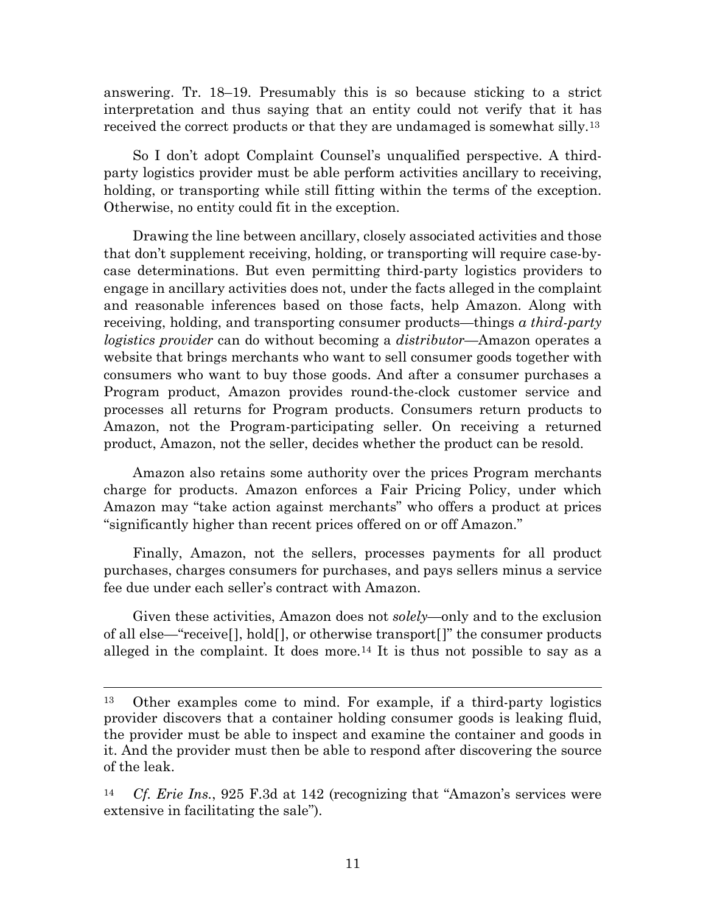answering. Tr. 18–19. Presumably this is so because sticking to a strict interpretation and thus saying that an entity could not verify that it has received the correct products or that they are undamaged is somewhat silly.[13]

So I don't adopt Complaint Counsel's unqualified perspective. A third-party logistics provider must be able perform activities ancillary to receiving, holding, or transporting while still fitting within the terms of the exception. Otherwise, no entity could fit in the exception.

Drawing the line between ancillary, closely associated activities and those that don't supplement receiving, holding, or transporting will require case-by-case determinations. But even permitting third-party logistics providers to engage in ancillary activities does not, under the facts alleged in the complaint and reasonable inferences based on those facts, help Amazon. Along with receiving, holding, and transporting consumer products—things *a third-party logistics provider* can do without becoming a *distributor*—Amazon operates a website that brings merchants who want to sell consumer goods together with consumers who want to buy those goods. And after a consumer purchases a Program product, Amazon provides round-the-clock customer service and processes all returns for Program products. Consumers return products to Amazon, not the Program-participating seller. On receiving a returned product, Amazon, not the seller, decides whether the product can be resold.

Amazon also retains some authority over the prices Program merchants charge for products. Amazon enforces a Fair Pricing Policy, under which Amazon may "take action against merchants" who offers a product at prices "significantly higher than recent prices offered on or off Amazon."

Finally, Amazon, not the sellers, processes payments for all product purchases, charges consumers for purchases, and pays sellers minus a service fee due under each seller's contract with Amazon.

Given these activities, Amazon does not *solely*—only and to the exclusion of all else—"receive[], hold[], or otherwise transport[]" the consumer products alleged in the complaint. It does more.[14] It is thus not possible to say as a

---

[13] Other examples come to mind. For example, if a third-party logistics provider discovers that a container holding consumer goods is leaking fluid, the provider must be able to inspect and examine the container and goods in it. And the provider must then be able to respond after discovering the source of the leak.

[14] *Cf. Erie Ins.*, 925 F.3d at 142 (recognizing that "Amazon's services were extensive in facilitating the sale").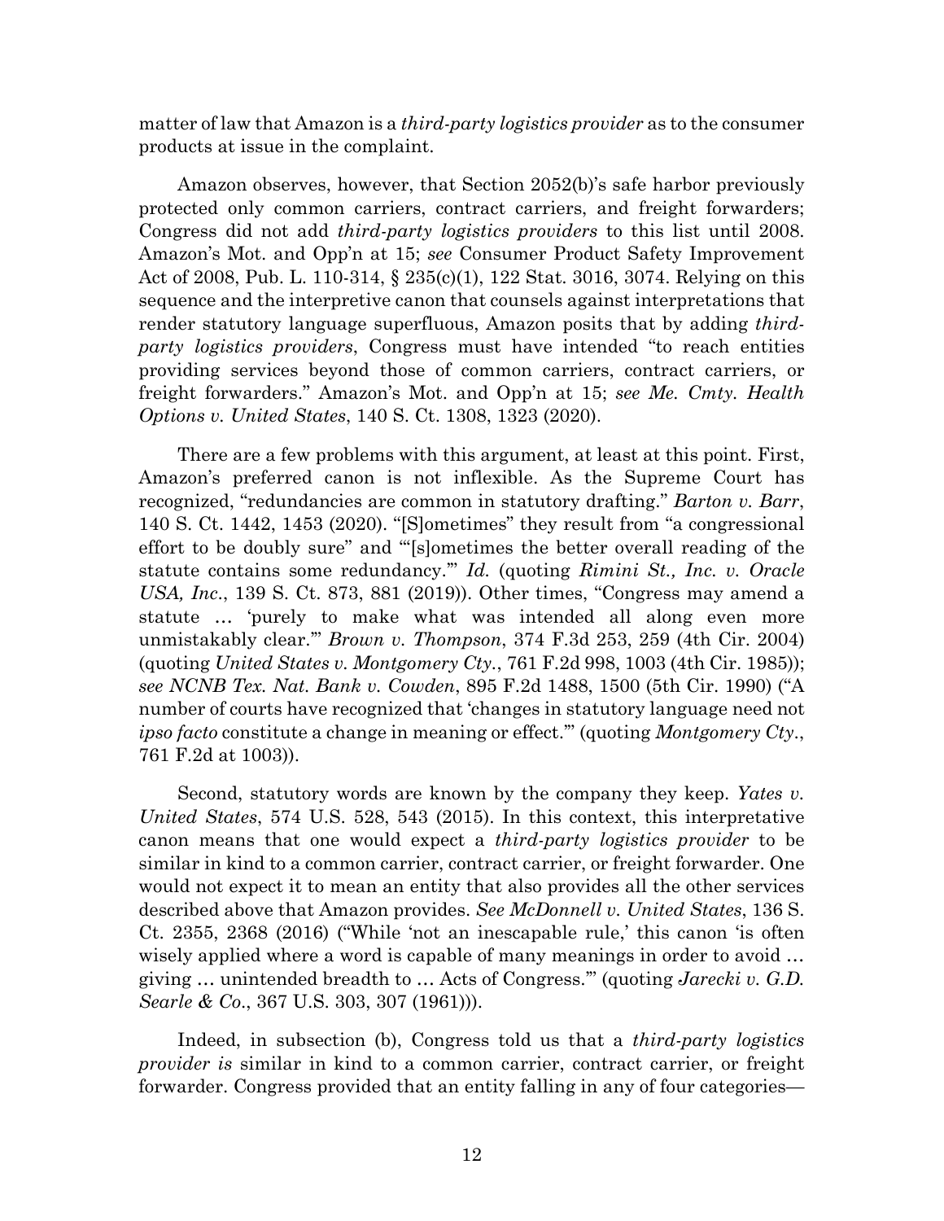matter of law that Amazon is a *third-party logistics provider* as to the consumer products at issue in the complaint.

Amazon observes, however, that Section 2052(b)'s safe harbor previously protected only common carriers, contract carriers, and freight forwarders; Congress did not add *third-party logistics providers* to this list until 2008. Amazon's Mot. and Opp'n at 15; *see* Consumer Product Safety Improvement Act of 2008, Pub. L. 110-314, § 235(c)(1), 122 Stat. 3016, 3074. Relying on this sequence and the interpretive canon that counsels against interpretations that render statutory language superfluous, Amazon posits that by adding *third-party logistics providers*, Congress must have intended "to reach entities providing services beyond those of common carriers, contract carriers, or freight forwarders." Amazon's Mot. and Opp'n at 15; *see Me. Cmty. Health Options v. United States*, 140 S. Ct. 1308, 1323 (2020).

There are a few problems with this argument, at least at this point. First, Amazon's preferred canon is not inflexible. As the Supreme Court has recognized, "redundancies are common in statutory drafting." *Barton v. Barr*, 140 S. Ct. 1442, 1453 (2020). "[S]ometimes" they result from "a congressional effort to be doubly sure" and "'[s]ometimes the better overall reading of the statute contains some redundancy.'" *Id.* (quoting *Rimini St., Inc. v. Oracle USA, Inc.*, 139 S. Ct. 873, 881 (2019)). Other times, "Congress may amend a statute … 'purely to make what was intended all along even more unmistakably clear.'" *Brown v. Thompson*, 374 F.3d 253, 259 (4th Cir. 2004) (quoting *United States v. Montgomery Cty.*, 761 F.2d 998, 1003 (4th Cir. 1985)); *see NCNB Tex. Nat. Bank v. Cowden*, 895 F.2d 1488, 1500 (5th Cir. 1990) ("A number of courts have recognized that 'changes in statutory language need not *ipso facto* constitute a change in meaning or effect.'" (quoting *Montgomery Cty.*, 761 F.2d at 1003)).

Second, statutory words are known by the company they keep. *Yates v. United States*, 574 U.S. 528, 543 (2015). In this context, this interpretative canon means that one would expect a *third-party logistics provider* to be similar in kind to a common carrier, contract carrier, or freight forwarder. One would not expect it to mean an entity that also provides all the other services described above that Amazon provides. *See McDonnell v. United States*, 136 S. Ct. 2355, 2368 (2016) ("While 'not an inescapable rule,' this canon 'is often wisely applied where a word is capable of many meanings in order to avoid … giving … unintended breadth to … Acts of Congress.'" (quoting *Jarecki v. G.D. Searle & Co.*, 367 U.S. 303, 307 (1961))).

Indeed, in subsection (b), Congress told us that a *third-party logistics provider is* similar in kind to a common carrier, contract carrier, or freight forwarder. Congress provided that an entity falling in any of four categories—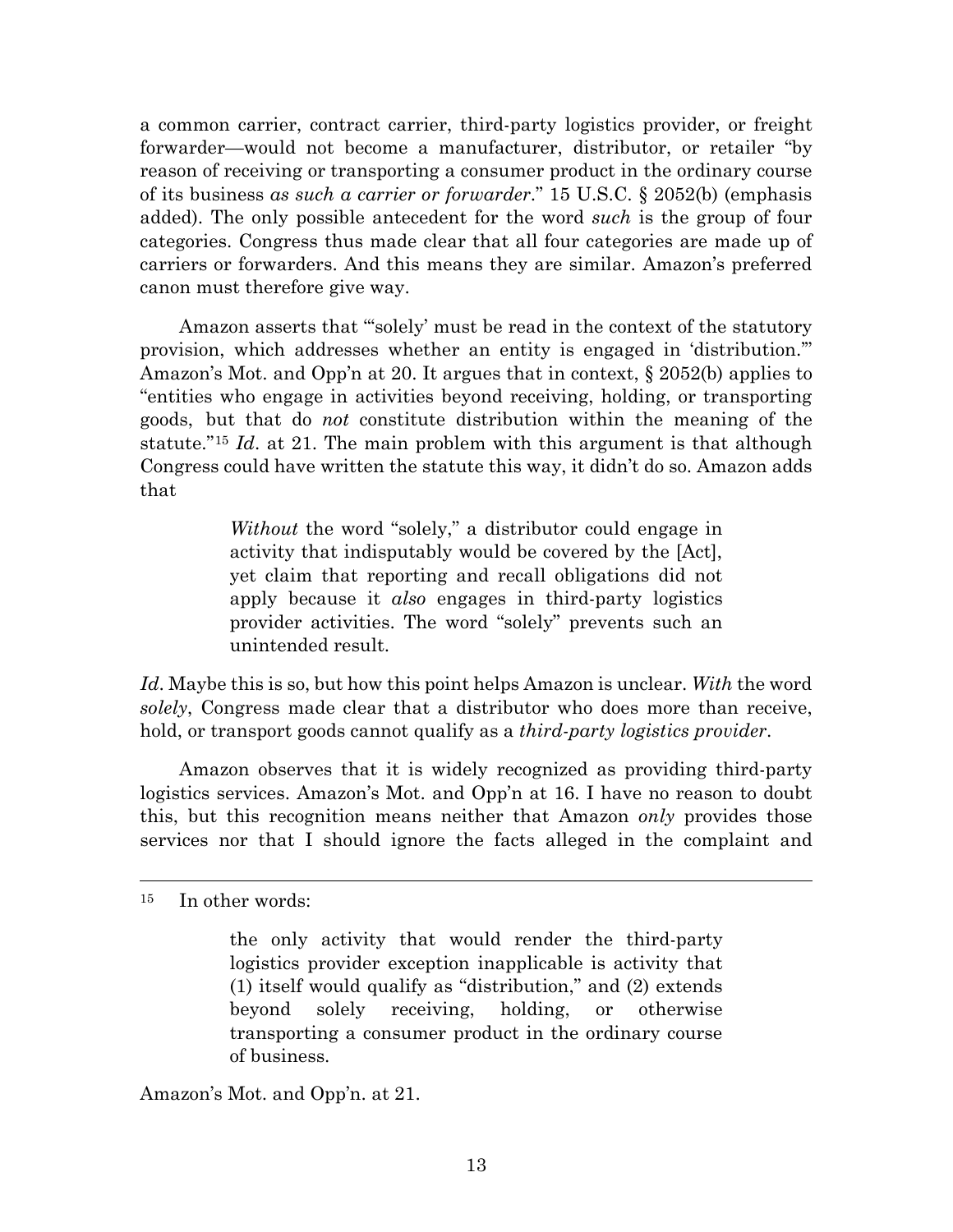a common carrier, contract carrier, third-party logistics provider, or freight forwarder—would not become a manufacturer, distributor, or retailer "by reason of receiving or transporting a consumer product in the ordinary course of its business *as such a carrier or forwarder*." 15 U.S.C. § 2052(b) (emphasis added). The only possible antecedent for the word *such* is the group of four categories. Congress thus made clear that all four categories are made up of carriers or forwarders. And this means they are similar. Amazon's preferred canon must therefore give way.

Amazon asserts that "'solely' must be read in the context of the statutory provision, which addresses whether an entity is engaged in 'distribution.'" Amazon's Mot. and Opp'n at 20. It argues that in context, § 2052(b) applies to "entities who engage in activities beyond receiving, holding, or transporting goods, but that do *not* constitute distribution within the meaning of the statute."[15] *Id*. at 21. The main problem with this argument is that although Congress could have written the statute this way, it didn't do so. Amazon adds that

> *Without* the word "solely," a distributor could engage in activity that indisputably would be covered by the [Act], yet claim that reporting and recall obligations did not apply because it *also* engages in third-party logistics provider activities. The word "solely" prevents such an unintended result.

*Id*. Maybe this is so, but how this point helps Amazon is unclear. *With* the word *solely*, Congress made clear that a distributor who does more than receive, hold, or transport goods cannot qualify as a *third-party logistics provider*.

Amazon observes that it is widely recognized as providing third-party logistics services. Amazon's Mot. and Opp'n at 16. I have no reason to doubt this, but this recognition means neither that Amazon *only* provides those services nor that I should ignore the facts alleged in the complaint and

---

[15] In other words:

> the only activity that would render the third-party logistics provider exception inapplicable is activity that (1) itself would qualify as "distribution," and (2) extends beyond solely receiving, holding, or otherwise transporting a consumer product in the ordinary course of business.

Amazon's Mot. and Opp'n. at 21.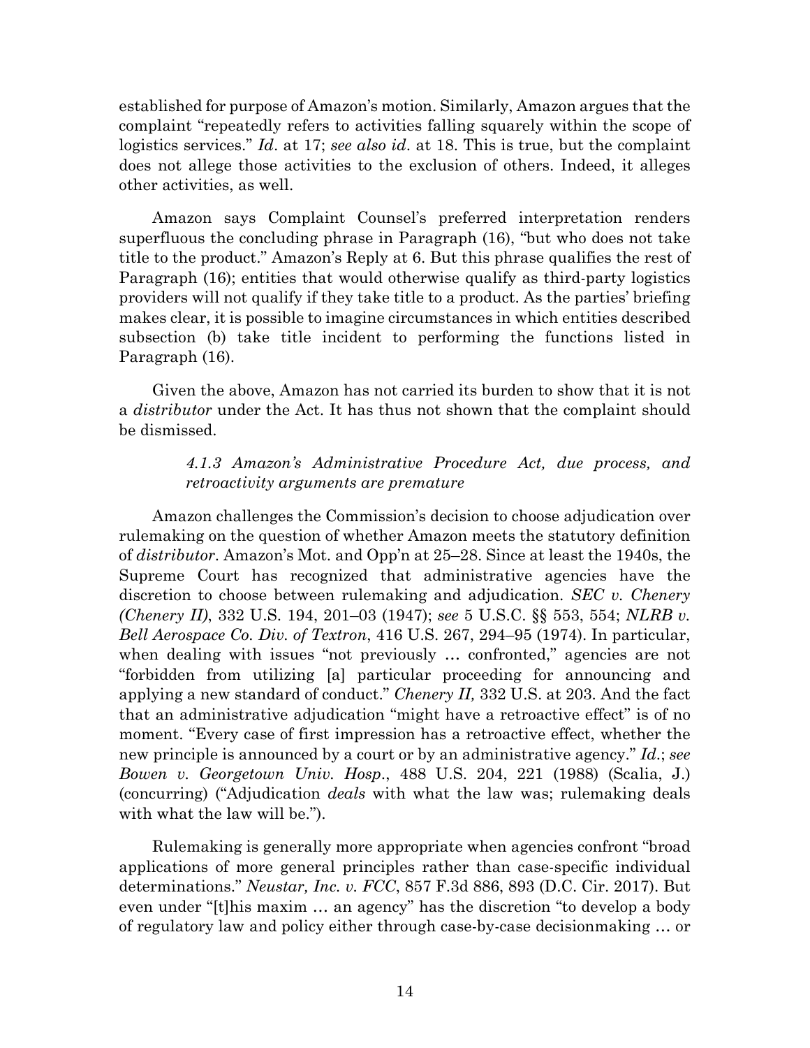established for purpose of Amazon's motion. Similarly, Amazon argues that the complaint "repeatedly refers to activities falling squarely within the scope of logistics services." *Id*. at 17; *see also id*. at 18. This is true, but the complaint does not allege those activities to the exclusion of others. Indeed, it alleges other activities, as well.

Amazon says Complaint Counsel's preferred interpretation renders superfluous the concluding phrase in Paragraph (16), "but who does not take title to the product." Amazon's Reply at 6. But this phrase qualifies the rest of Paragraph (16); entities that would otherwise qualify as third-party logistics providers will not qualify if they take title to a product. As the parties' briefing makes clear, it is possible to imagine circumstances in which entities described subsection (b) take title incident to performing the functions listed in Paragraph (16).

Given the above, Amazon has not carried its burden to show that it is not a *distributor* under the Act. It has thus not shown that the complaint should be dismissed.

#### *4.1.3 Amazon's Administrative Procedure Act, due process, and retroactivity arguments are premature*

Amazon challenges the Commission's decision to choose adjudication over rulemaking on the question of whether Amazon meets the statutory definition of *distributor*. Amazon's Mot. and Opp'n at 25–28. Since at least the 1940s, the Supreme Court has recognized that administrative agencies have the discretion to choose between rulemaking and adjudication. *SEC v. Chenery (Chenery II)*, 332 U.S. 194, 201–03 (1947); *see* 5 U.S.C. §§ 553, 554; *NLRB v. Bell Aerospace Co. Div. of Textron*, 416 U.S. 267, 294–95 (1974). In particular, when dealing with issues "not previously … confronted," agencies are not "forbidden from utilizing [a] particular proceeding for announcing and applying a new standard of conduct." *Chenery II,* 332 U.S. at 203. And the fact that an administrative adjudication "might have a retroactive effect" is of no moment. "Every case of first impression has a retroactive effect, whether the new principle is announced by a court or by an administrative agency." *Id*.; *see Bowen v. Georgetown Univ. Hosp*., 488 U.S. 204, 221 (1988) (Scalia, J.) (concurring) ("Adjudication *deals* with what the law was; rulemaking deals with what the law will be.").

Rulemaking is generally more appropriate when agencies confront "broad applications of more general principles rather than case-specific individual determinations." *Neustar, Inc. v. FCC*, 857 F.3d 886, 893 (D.C. Cir. 2017). But even under "[t]his maxim … an agency" has the discretion "to develop a body of regulatory law and policy either through case-by-case decisionmaking … or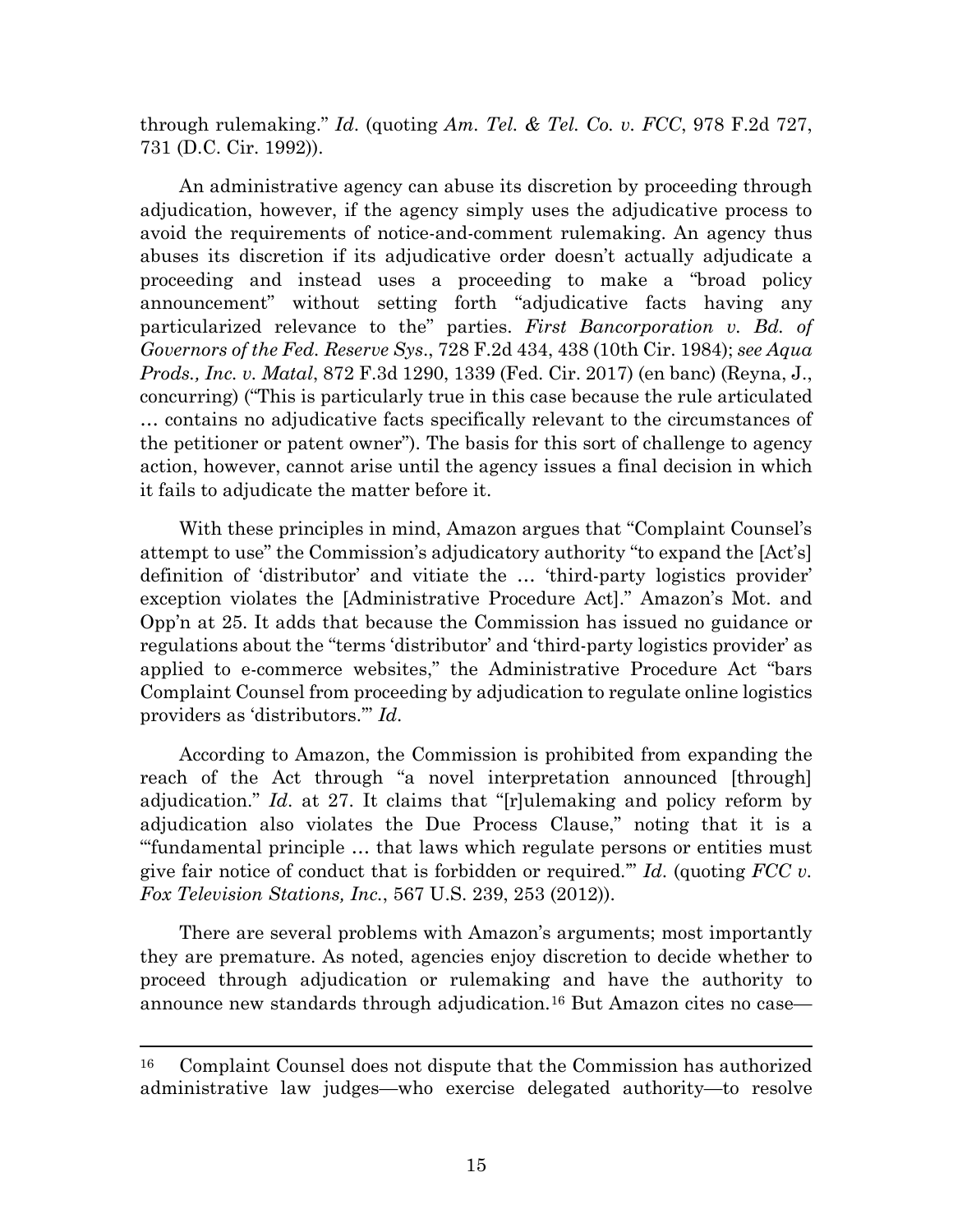through rulemaking." *Id.* (quoting *Am. Tel. & Tel. Co. v. FCC*, 978 F.2d 727, 731 (D.C. Cir. 1992)).

An administrative agency can abuse its discretion by proceeding through adjudication, however, if the agency simply uses the adjudicative process to avoid the requirements of notice-and-comment rulemaking. An agency thus abuses its discretion if its adjudicative order doesn't actually adjudicate a proceeding and instead uses a proceeding to make a "broad policy announcement" without setting forth "adjudicative facts having any particularized relevance to the" parties. *First Bancorporation v. Bd. of Governors of the Fed. Reserve Sys.*, 728 F.2d 434, 438 (10th Cir. 1984); *see Aqua Prods., Inc. v. Matal*, 872 F.3d 1290, 1339 (Fed. Cir. 2017) (en banc) (Reyna, J., concurring) ("This is particularly true in this case because the rule articulated … contains no adjudicative facts specifically relevant to the circumstances of the petitioner or patent owner"). The basis for this sort of challenge to agency action, however, cannot arise until the agency issues a final decision in which it fails to adjudicate the matter before it.

With these principles in mind, Amazon argues that "Complaint Counsel's attempt to use" the Commission's adjudicatory authority "to expand the [Act's] definition of 'distributor' and vitiate the … 'third-party logistics provider' exception violates the [Administrative Procedure Act]." Amazon's Mot. and Opp'n at 25. It adds that because the Commission has issued no guidance or regulations about the "terms 'distributor' and 'third-party logistics provider' as applied to e-commerce websites," the Administrative Procedure Act "bars Complaint Counsel from proceeding by adjudication to regulate online logistics providers as 'distributors.'" *Id.*

According to Amazon, the Commission is prohibited from expanding the reach of the Act through "a novel interpretation announced [through] adjudication." *Id.* at 27. It claims that "[r]ulemaking and policy reform by adjudication also violates the Due Process Clause," noting that it is a "'fundamental principle … that laws which regulate persons or entities must give fair notice of conduct that is forbidden or required.'" *Id.* (quoting *FCC v. Fox Television Stations, Inc.*, 567 U.S. 239, 253 (2012)).

There are several problems with Amazon's arguments; most importantly they are premature. As noted, agencies enjoy discretion to decide whether to proceed through adjudication or rulemaking and have the authority to announce new standards through adjudication.[16] But Amazon cites no case—

[16] Complaint Counsel does not dispute that the Commission has authorized administrative law judges—who exercise delegated authority—to resolve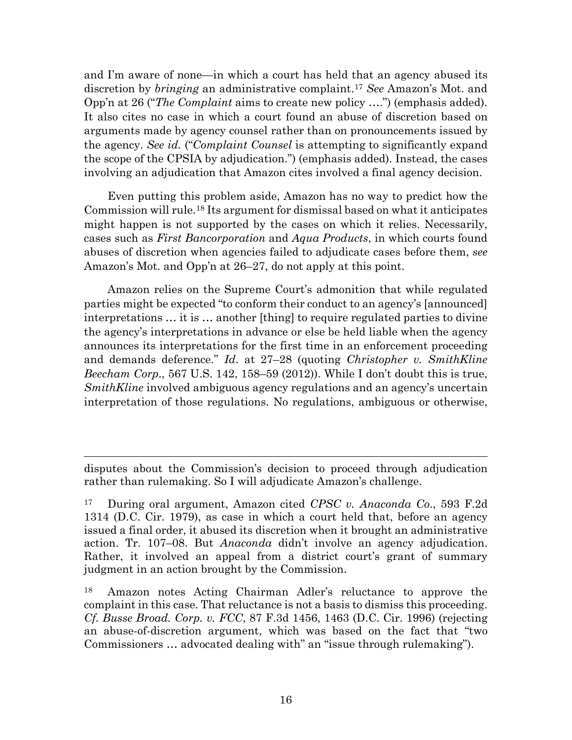and I'm aware of none—in which a court has held that an agency abused its discretion by *bringing* an administrative complaint.[17] *See* Amazon's Mot. and Opp'n at 26 ("*The Complaint* aims to create new policy ….") (emphasis added). It also cites no case in which a court found an abuse of discretion based on arguments made by agency counsel rather than on pronouncements issued by the agency. *See id.* ("*Complaint Counsel* is attempting to significantly expand the scope of the CPSIA by adjudication.") (emphasis added). Instead, the cases involving an adjudication that Amazon cites involved a final agency decision.

Even putting this problem aside, Amazon has no way to predict how the Commission will rule.[18] Its argument for dismissal based on what it anticipates might happen is not supported by the cases on which it relies. Necessarily, cases such as *First Bancorporation* and *Aqua Products*, in which courts found abuses of discretion when agencies failed to adjudicate cases before them, *see* Amazon's Mot. and Opp'n at 26–27, do not apply at this point.

Amazon relies on the Supreme Court's admonition that while regulated parties might be expected "to conform their conduct to an agency's [announced] interpretations … it is … another [thing] to require regulated parties to divine the agency's interpretations in advance or else be held liable when the agency announces its interpretations for the first time in an enforcement proceeding and demands deference." *Id.* at 27–28 (quoting *Christopher v. SmithKline Beecham Corp*., 567 U.S. 142, 158–59 (2012)). While I don't doubt this is true, *SmithKline* involved ambiguous agency regulations and an agency's uncertain interpretation of those regulations. No regulations, ambiguous or otherwise,

---

disputes about the Commission's decision to proceed through adjudication rather than rulemaking. So I will adjudicate Amazon's challenge.

[17] During oral argument, Amazon cited *CPSC v. Anaconda Co*., 593 F.2d 1314 (D.C. Cir. 1979), as case in which a court held that, before an agency issued a final order, it abused its discretion when it brought an administrative action. Tr. 107–08. But *Anaconda* didn't involve an agency adjudication. Rather, it involved an appeal from a district court's grant of summary judgment in an action brought by the Commission.

[18] Amazon notes Acting Chairman Adler's reluctance to approve the complaint in this case. That reluctance is not a basis to dismiss this proceeding. *Cf. Busse Broad. Corp. v. FCC*, 87 F.3d 1456, 1463 (D.C. Cir. 1996) (rejecting an abuse-of-discretion argument, which was based on the fact that "two Commissioners … advocated dealing with" an "issue through rulemaking").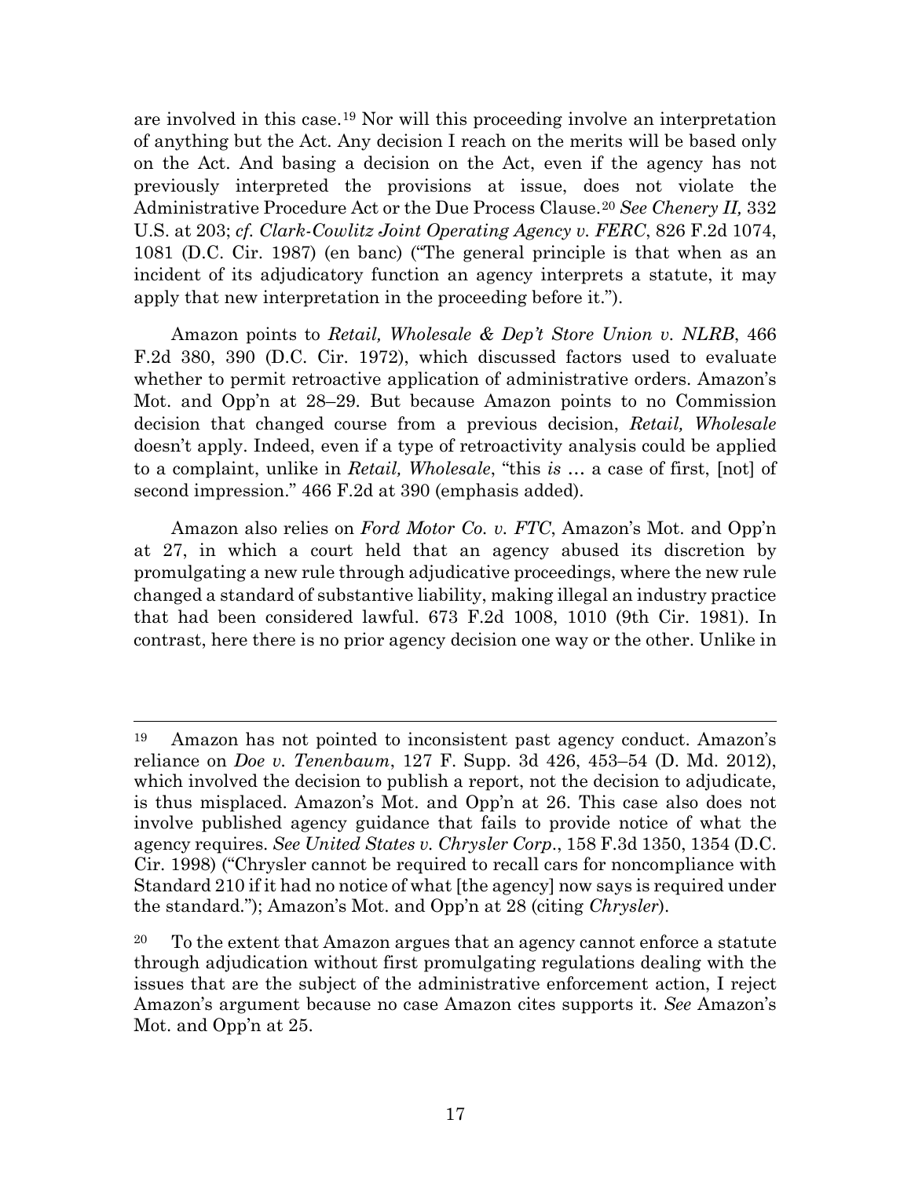are involved in this case.[19] Nor will this proceeding involve an interpretation of anything but the Act. Any decision I reach on the merits will be based only on the Act. And basing a decision on the Act, even if the agency has not previously interpreted the provisions at issue, does not violate the Administrative Procedure Act or the Due Process Clause.[20] *See Chenery II,* 332 U.S. at 203; *cf. Clark-Cowlitz Joint Operating Agency v. FERC*, 826 F.2d 1074, 1081 (D.C. Cir. 1987) (en banc) ("The general principle is that when as an incident of its adjudicatory function an agency interprets a statute, it may apply that new interpretation in the proceeding before it.").

Amazon points to *Retail, Wholesale & Dep't Store Union v. NLRB*, 466 F.2d 380, 390 (D.C. Cir. 1972), which discussed factors used to evaluate whether to permit retroactive application of administrative orders. Amazon's Mot. and Opp'n at 28–29. But because Amazon points to no Commission decision that changed course from a previous decision, *Retail, Wholesale* doesn't apply. Indeed, even if a type of retroactivity analysis could be applied to a complaint, unlike in *Retail, Wholesale*, "this *is* … a case of first, [not] of second impression." 466 F.2d at 390 (emphasis added).

Amazon also relies on *Ford Motor Co. v. FTC*, Amazon's Mot. and Opp'n at 27, in which a court held that an agency abused its discretion by promulgating a new rule through adjudicative proceedings, where the new rule changed a standard of substantive liability, making illegal an industry practice that had been considered lawful. 673 F.2d 1008, 1010 (9th Cir. 1981). In contrast, here there is no prior agency decision one way or the other. Unlike in

---

[19] Amazon has not pointed to inconsistent past agency conduct. Amazon's reliance on *Doe v. Tenenbaum*, 127 F. Supp. 3d 426, 453–54 (D. Md. 2012), which involved the decision to publish a report, not the decision to adjudicate, is thus misplaced. Amazon's Mot. and Opp'n at 26. This case also does not involve published agency guidance that fails to provide notice of what the agency requires. *See United States v. Chrysler Corp.*, 158 F.3d 1350, 1354 (D.C. Cir. 1998) ("Chrysler cannot be required to recall cars for noncompliance with Standard 210 if it had no notice of what [the agency] now says is required under the standard."); Amazon's Mot. and Opp'n at 28 (citing *Chrysler*).

[20] To the extent that Amazon argues that an agency cannot enforce a statute through adjudication without first promulgating regulations dealing with the issues that are the subject of the administrative enforcement action, I reject Amazon's argument because no case Amazon cites supports it. *See* Amazon's Mot. and Opp'n at 25.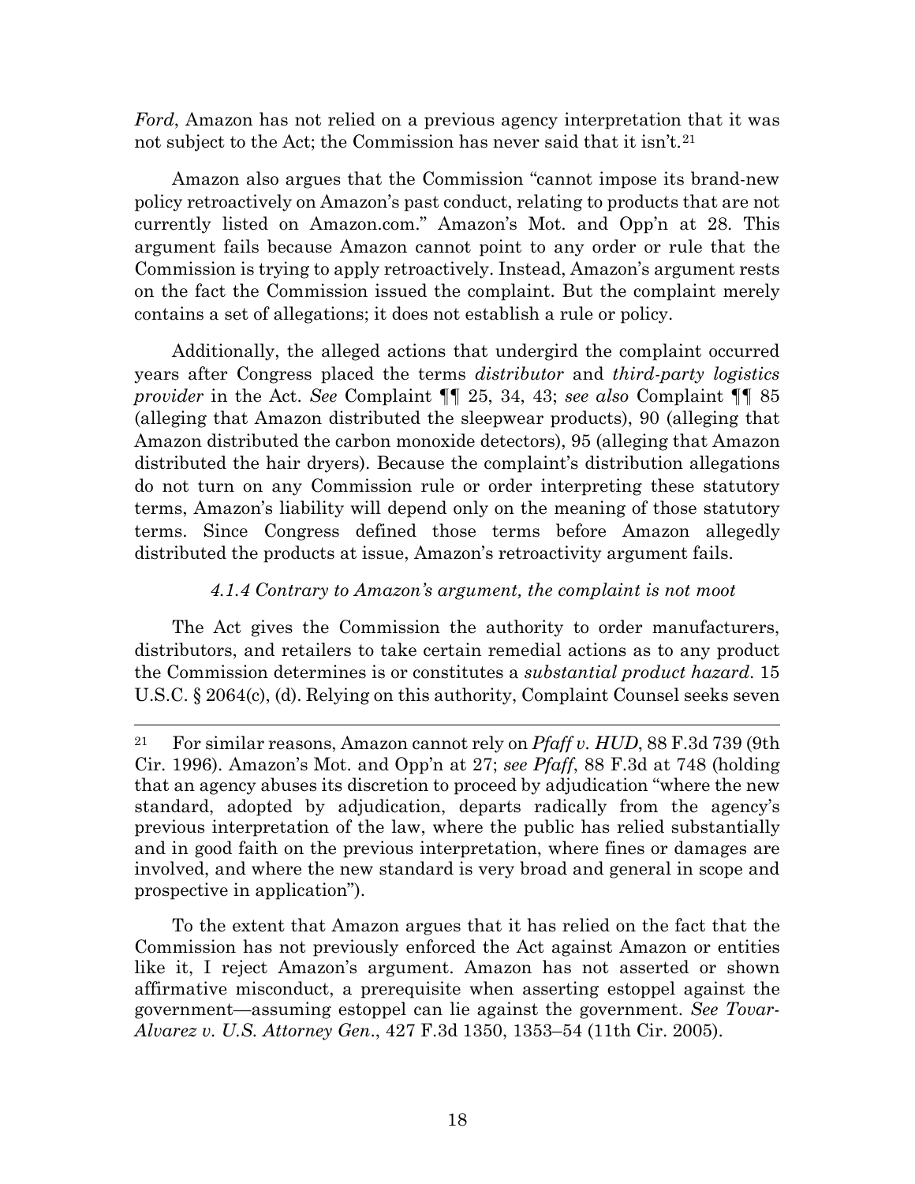*Ford*, Amazon has not relied on a previous agency interpretation that it was not subject to the Act; the Commission has never said that it isn't.[21]

Amazon also argues that the Commission "cannot impose its brand-new policy retroactively on Amazon's past conduct, relating to products that are not currently listed on Amazon.com." Amazon's Mot. and Opp'n at 28. This argument fails because Amazon cannot point to any order or rule that the Commission is trying to apply retroactively. Instead, Amazon's argument rests on the fact the Commission issued the complaint. But the complaint merely contains a set of allegations; it does not establish a rule or policy.

Additionally, the alleged actions that undergird the complaint occurred years after Congress placed the terms *distributor* and *third-party logistics provider* in the Act. *See* Complaint ¶¶ 25, 34, 43; *see also* Complaint ¶¶ 85 (alleging that Amazon distributed the sleepwear products), 90 (alleging that Amazon distributed the carbon monoxide detectors), 95 (alleging that Amazon distributed the hair dryers). Because the complaint's distribution allegations do not turn on any Commission rule or order interpreting these statutory terms, Amazon's liability will depend only on the meaning of those statutory terms. Since Congress defined those terms before Amazon allegedly distributed the products at issue, Amazon's retroactivity argument fails.

#### *4.1.4 Contrary to Amazon's argument, the complaint is not moot*

The Act gives the Commission the authority to order manufacturers, distributors, and retailers to take certain remedial actions as to any product the Commission determines is or constitutes a *substantial product hazard*. 15 U.S.C. § 2064(c), (d). Relying on this authority, Complaint Counsel seeks seven

---

[21] For similar reasons, Amazon cannot rely on *Pfaff v. HUD*, 88 F.3d 739 (9th Cir. 1996). Amazon's Mot. and Opp'n at 27; *see Pfaff*, 88 F.3d at 748 (holding that an agency abuses its discretion to proceed by adjudication "where the new standard, adopted by adjudication, departs radically from the agency's previous interpretation of the law, where the public has relied substantially and in good faith on the previous interpretation, where fines or damages are involved, and where the new standard is very broad and general in scope and prospective in application").

To the extent that Amazon argues that it has relied on the fact that the Commission has not previously enforced the Act against Amazon or entities like it, I reject Amazon's argument. Amazon has not asserted or shown affirmative misconduct, a prerequisite when asserting estoppel against the government—assuming estoppel can lie against the government. *See Tovar-Alvarez v. U.S. Attorney Gen*., 427 F.3d 1350, 1353–54 (11th Cir. 2005).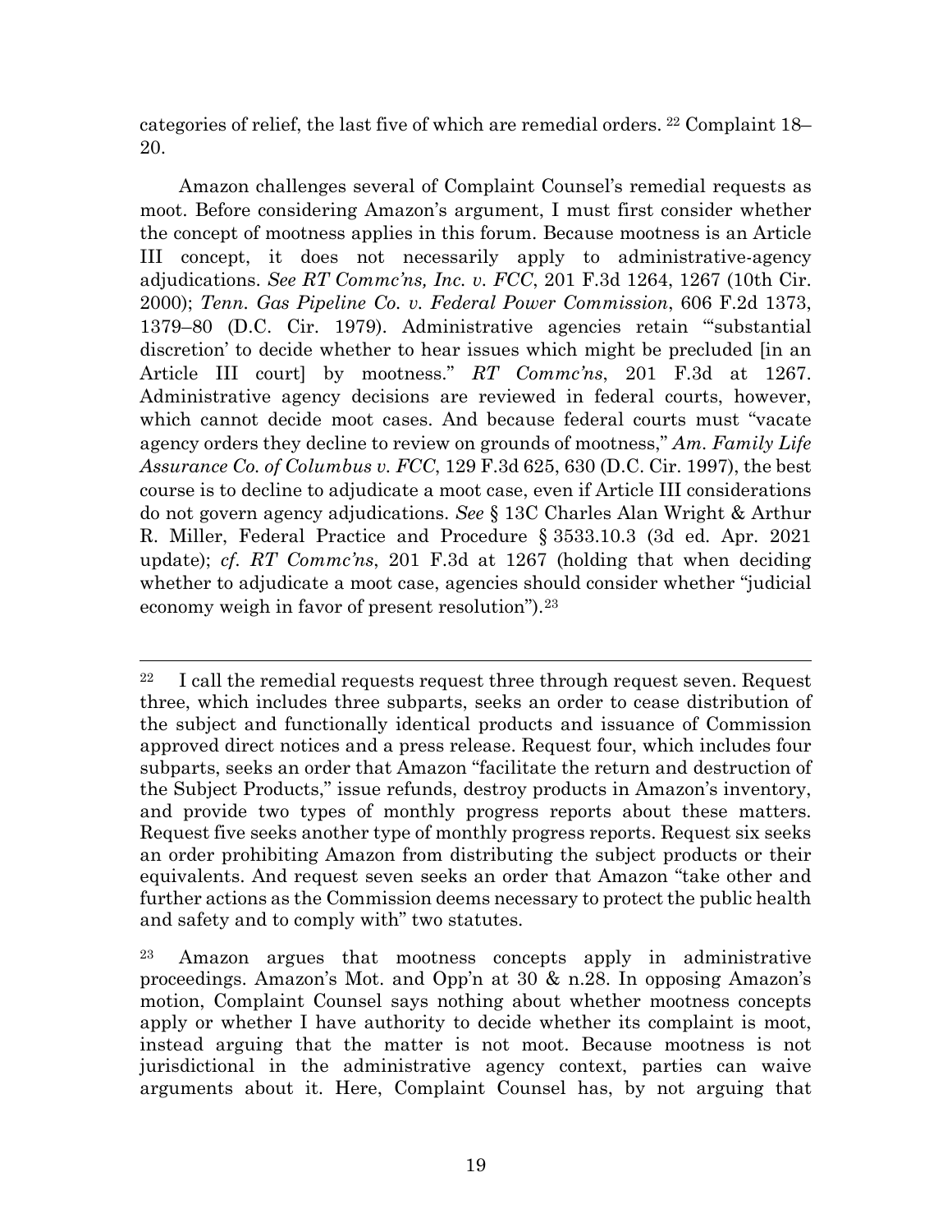categories of relief, the last five of which are remedial orders. [22] Complaint 18–20.

Amazon challenges several of Complaint Counsel's remedial requests as moot. Before considering Amazon's argument, I must first consider whether the concept of mootness applies in this forum. Because mootness is an Article III concept, it does not necessarily apply to administrative-agency adjudications. *See RT Commc'ns, Inc. v. FCC*, 201 F.3d 1264, 1267 (10th Cir. 2000); *Tenn. Gas Pipeline Co. v. Federal Power Commission*, 606 F.2d 1373, 1379–80 (D.C. Cir. 1979). Administrative agencies retain "'substantial discretion' to decide whether to hear issues which might be precluded [in an Article III court] by mootness." *RT Commc'ns*, 201 F.3d at 1267. Administrative agency decisions are reviewed in federal courts, however, which cannot decide moot cases. And because federal courts must "vacate agency orders they decline to review on grounds of mootness," *Am. Family Life Assurance Co. of Columbus v. FCC*, 129 F.3d 625, 630 (D.C. Cir. 1997), the best course is to decline to adjudicate a moot case, even if Article III considerations do not govern agency adjudications. *See* § 13C Charles Alan Wright & Arthur R. Miller, Federal Practice and Procedure § 3533.10.3 (3d ed. Apr. 2021 update); *cf. RT Commc'ns*, 201 F.3d at 1267 (holding that when deciding whether to adjudicate a moot case, agencies should consider whether "judicial economy weigh in favor of present resolution").[23]

---

[22] I call the remedial requests request three through request seven. Request three, which includes three subparts, seeks an order to cease distribution of the subject and functionally identical products and issuance of Commission approved direct notices and a press release. Request four, which includes four subparts, seeks an order that Amazon "facilitate the return and destruction of the Subject Products," issue refunds, destroy products in Amazon's inventory, and provide two types of monthly progress reports about these matters. Request five seeks another type of monthly progress reports. Request six seeks an order prohibiting Amazon from distributing the subject products or their equivalents. And request seven seeks an order that Amazon "take other and further actions as the Commission deems necessary to protect the public health and safety and to comply with" two statutes.

[23] Amazon argues that mootness concepts apply in administrative proceedings. Amazon's Mot. and Opp'n at 30 & n.28. In opposing Amazon's motion, Complaint Counsel says nothing about whether mootness concepts apply or whether I have authority to decide whether its complaint is moot, instead arguing that the matter is not moot. Because mootness is not jurisdictional in the administrative agency context, parties can waive arguments about it. Here, Complaint Counsel has, by not arguing that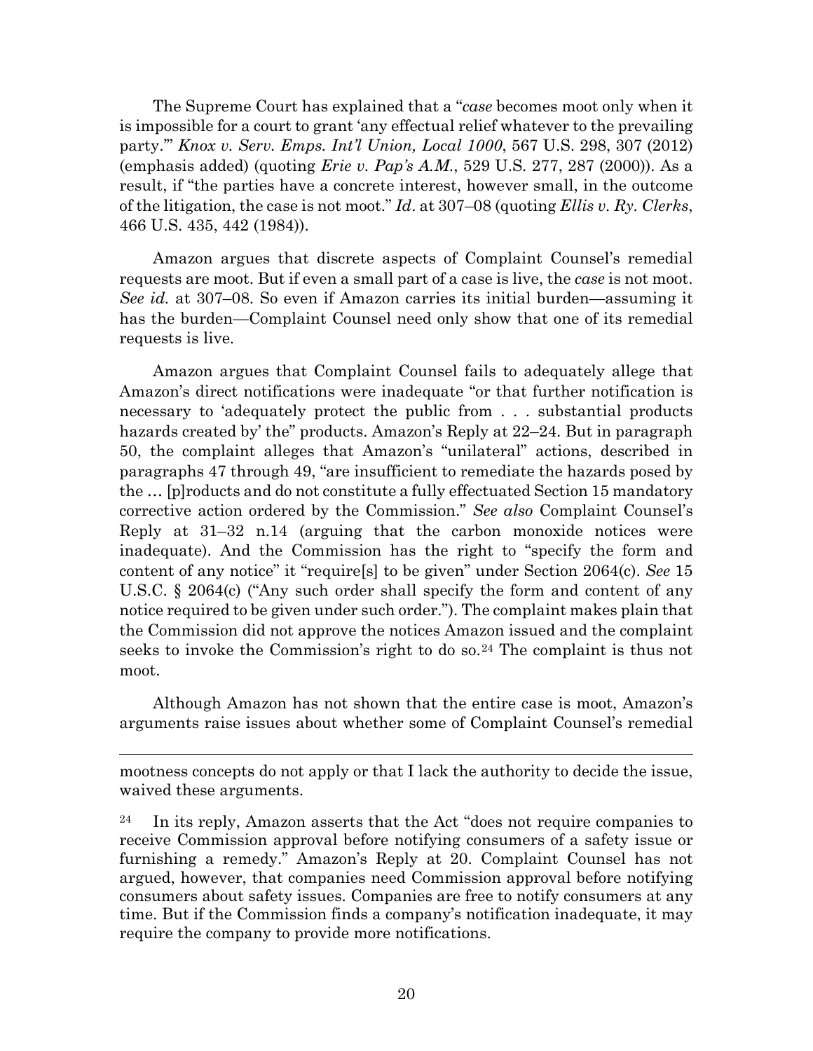The Supreme Court has explained that a "*case* becomes moot only when it is impossible for a court to grant 'any effectual relief whatever to the prevailing party.'" *Knox v. Serv. Emps. Int'l Union, Local 1000*, 567 U.S. 298, 307 (2012) (emphasis added) (quoting *Erie v. Pap's A.M.*, 529 U.S. 277, 287 (2000)). As a result, if "the parties have a concrete interest, however small, in the outcome of the litigation, the case is not moot." *Id*. at 307–08 (quoting *Ellis v. Ry. Clerks*, 466 U.S. 435, 442 (1984)).

Amazon argues that discrete aspects of Complaint Counsel's remedial requests are moot. But if even a small part of a case is live, the *case* is not moot. *See id.* at 307–08. So even if Amazon carries its initial burden—assuming it has the burden—Complaint Counsel need only show that one of its remedial requests is live.

Amazon argues that Complaint Counsel fails to adequately allege that Amazon's direct notifications were inadequate "or that further notification is necessary to 'adequately protect the public from . . . substantial products hazards created by' the" products. Amazon's Reply at 22–24. But in paragraph 50, the complaint alleges that Amazon's "unilateral" actions, described in paragraphs 47 through 49, "are insufficient to remediate the hazards posed by the … [p]roducts and do not constitute a fully effectuated Section 15 mandatory corrective action ordered by the Commission." *See also* Complaint Counsel's Reply at 31–32 n.14 (arguing that the carbon monoxide notices were inadequate). And the Commission has the right to "specify the form and content of any notice" it "require[s] to be given" under Section 2064(c). *See* 15 U.S.C. § 2064(c) ("Any such order shall specify the form and content of any notice required to be given under such order."). The complaint makes plain that the Commission did not approve the notices Amazon issued and the complaint seeks to invoke the Commission's right to do so.[24] The complaint is thus not moot.

Although Amazon has not shown that the entire case is moot, Amazon's arguments raise issues about whether some of Complaint Counsel's remedial

---

mootness concepts do not apply or that I lack the authority to decide the issue, waived these arguments.

[24] In its reply, Amazon asserts that the Act "does not require companies to receive Commission approval before notifying consumers of a safety issue or furnishing a remedy." Amazon's Reply at 20. Complaint Counsel has not argued, however, that companies need Commission approval before notifying consumers about safety issues. Companies are free to notify consumers at any time. But if the Commission finds a company's notification inadequate, it may require the company to provide more notifications.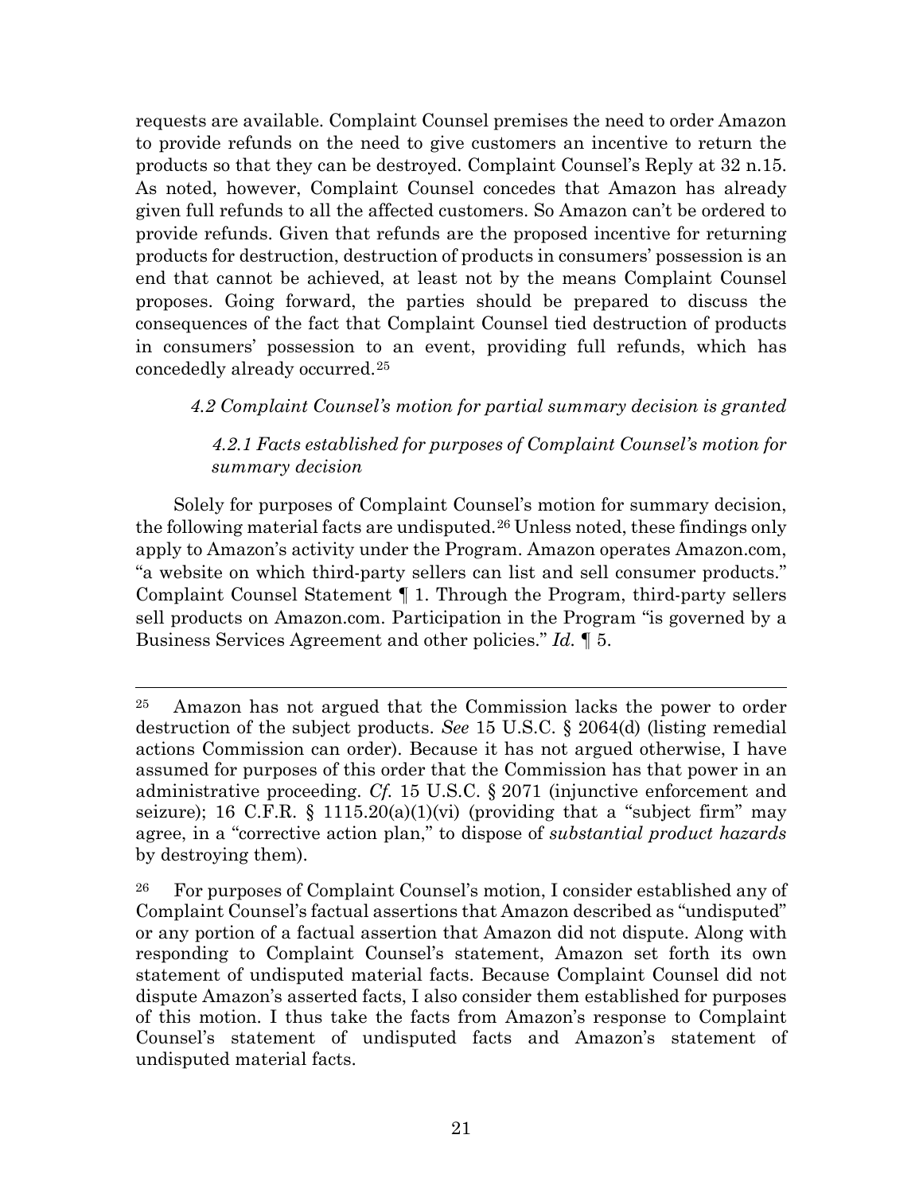requests are available. Complaint Counsel premises the need to order Amazon to provide refunds on the need to give customers an incentive to return the products so that they can be destroyed. Complaint Counsel's Reply at 32 n.15. As noted, however, Complaint Counsel concedes that Amazon has already given full refunds to all the affected customers. So Amazon can't be ordered to provide refunds. Given that refunds are the proposed incentive for returning products for destruction, destruction of products in consumers' possession is an end that cannot be achieved, at least not by the means Complaint Counsel proposes. Going forward, the parties should be prepared to discuss the consequences of the fact that Complaint Counsel tied destruction of products in consumers' possession to an event, providing full refunds, which has concededly already occurred.[25]

*4.2 Complaint Counsel's motion for partial summary decision is granted*

*4.2.1 Facts established for purposes of Complaint Counsel's motion for summary decision*

Solely for purposes of Complaint Counsel's motion for summary decision, the following material facts are undisputed.[26] Unless noted, these findings only apply to Amazon's activity under the Program. Amazon operates Amazon.com, "a website on which third-party sellers can list and sell consumer products." Complaint Counsel Statement ¶ 1. Through the Program, third-party sellers sell products on Amazon.com. Participation in the Program "is governed by a Business Services Agreement and other policies." *Id.* ¶ 5.

---

[25] Amazon has not argued that the Commission lacks the power to order destruction of the subject products. *See* 15 U.S.C. § 2064(d) (listing remedial actions Commission can order). Because it has not argued otherwise, I have assumed for purposes of this order that the Commission has that power in an administrative proceeding. *Cf.* 15 U.S.C. § 2071 (injunctive enforcement and seizure); 16 C.F.R. § 1115.20(a)(1)(vi) (providing that a "subject firm" may agree, in a "corrective action plan," to dispose of *substantial product hazards* by destroying them).

[26] For purposes of Complaint Counsel's motion, I consider established any of Complaint Counsel's factual assertions that Amazon described as "undisputed" or any portion of a factual assertion that Amazon did not dispute. Along with responding to Complaint Counsel's statement, Amazon set forth its own statement of undisputed material facts. Because Complaint Counsel did not dispute Amazon's asserted facts, I also consider them established for purposes of this motion. I thus take the facts from Amazon's response to Complaint Counsel's statement of undisputed facts and Amazon's statement of undisputed material facts.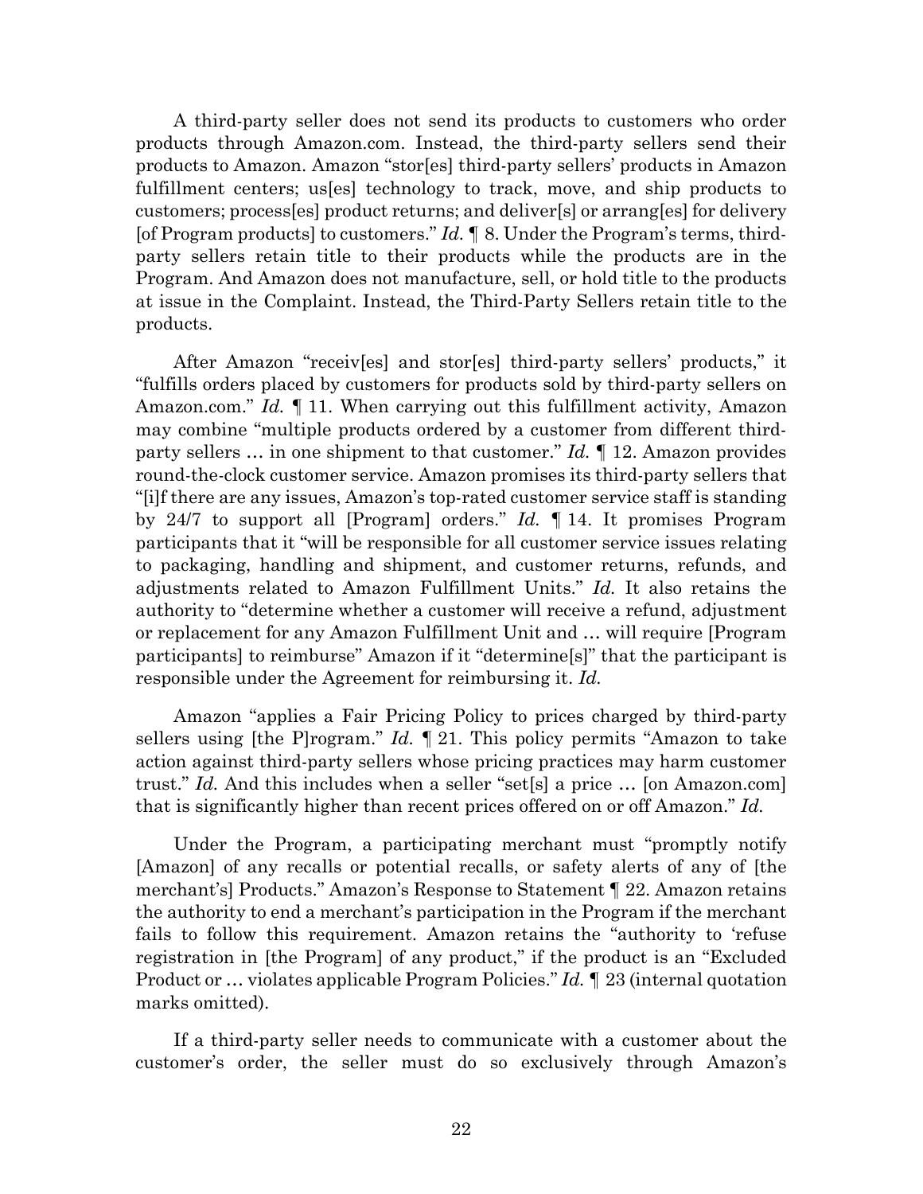A third-party seller does not send its products to customers who order products through Amazon.com. Instead, the third-party sellers send their products to Amazon. Amazon "stor[es] third-party sellers' products in Amazon fulfillment centers; us[es] technology to track, move, and ship products to customers; process[es] product returns; and deliver[s] or arrang[es] for delivery [of Program products] to customers." *Id.* ¶ 8. Under the Program's terms, third-party sellers retain title to their products while the products are in the Program. And Amazon does not manufacture, sell, or hold title to the products at issue in the Complaint. Instead, the Third-Party Sellers retain title to the products.

After Amazon "receiv[es] and stor[es] third-party sellers' products," it "fulfills orders placed by customers for products sold by third-party sellers on Amazon.com." *Id.* ¶ 11. When carrying out this fulfillment activity, Amazon may combine "multiple products ordered by a customer from different third-party sellers … in one shipment to that customer." *Id.* ¶ 12. Amazon provides round-the-clock customer service. Amazon promises its third-party sellers that "[i]f there are any issues, Amazon's top-rated customer service staff is standing by 24/7 to support all [Program] orders." *Id.* ¶ 14. It promises Program participants that it "will be responsible for all customer service issues relating to packaging, handling and shipment, and customer returns, refunds, and adjustments related to Amazon Fulfillment Units." *Id.* It also retains the authority to "determine whether a customer will receive a refund, adjustment or replacement for any Amazon Fulfillment Unit and … will require [Program participants] to reimburse" Amazon if it "determine[s]" that the participant is responsible under the Agreement for reimbursing it. *Id.*

Amazon "applies a Fair Pricing Policy to prices charged by third-party sellers using [the P]rogram." *Id.* ¶ 21. This policy permits "Amazon to take action against third-party sellers whose pricing practices may harm customer trust." *Id.* And this includes when a seller "set[s] a price … [on Amazon.com] that is significantly higher than recent prices offered on or off Amazon." *Id.*

Under the Program, a participating merchant must "promptly notify [Amazon] of any recalls or potential recalls, or safety alerts of any of [the merchant's] Products." Amazon's Response to Statement ¶ 22. Amazon retains the authority to end a merchant's participation in the Program if the merchant fails to follow this requirement. Amazon retains the "authority to 'refuse registration in [the Program] of any product,'' if the product is an "Excluded Product or … violates applicable Program Policies." *Id.* ¶ 23 (internal quotation marks omitted).

If a third-party seller needs to communicate with a customer about the customer's order, the seller must do so exclusively through Amazon's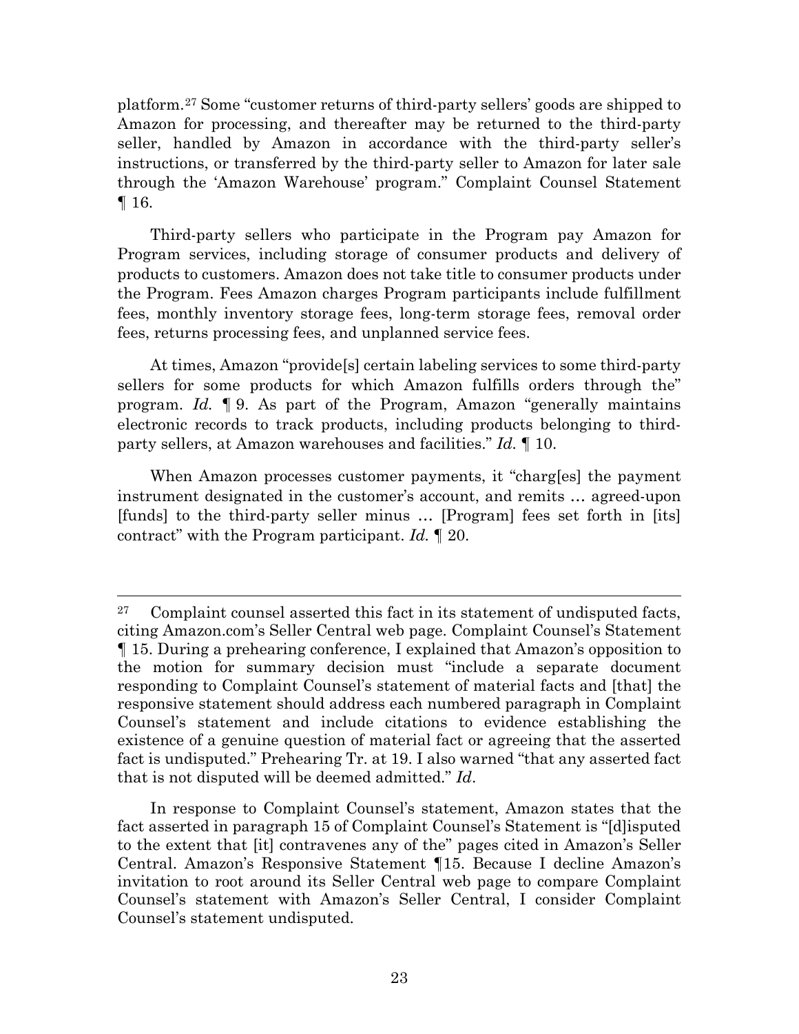platform.[27] Some "customer returns of third-party sellers' goods are shipped to Amazon for processing, and thereafter may be returned to the third-party seller, handled by Amazon in accordance with the third-party seller's instructions, or transferred by the third-party seller to Amazon for later sale through the 'Amazon Warehouse' program." Complaint Counsel Statement ¶ 16.

Third-party sellers who participate in the Program pay Amazon for Program services, including storage of consumer products and delivery of products to customers. Amazon does not take title to consumer products under the Program. Fees Amazon charges Program participants include fulfillment fees, monthly inventory storage fees, long-term storage fees, removal order fees, returns processing fees, and unplanned service fees.

At times, Amazon "provide[s] certain labeling services to some third-party sellers for some products for which Amazon fulfills orders through the" program. *Id.* ¶ 9. As part of the Program, Amazon "generally maintains electronic records to track products, including products belonging to third-party sellers, at Amazon warehouses and facilities." *Id.* ¶ 10.

When Amazon processes customer payments, it "charg[es] the payment instrument designated in the customer's account, and remits … agreed-upon [funds] to the third-party seller minus … [Program] fees set forth in [its] contract" with the Program participant. *Id.* ¶ 20.

---

[27] Complaint counsel asserted this fact in its statement of undisputed facts, citing Amazon.com's Seller Central web page. Complaint Counsel's Statement ¶ 15. During a prehearing conference, I explained that Amazon's opposition to the motion for summary decision must "include a separate document responding to Complaint Counsel's statement of material facts and [that] the responsive statement should address each numbered paragraph in Complaint Counsel's statement and include citations to evidence establishing the existence of a genuine question of material fact or agreeing that the asserted fact is undisputed." Prehearing Tr. at 19. I also warned "that any asserted fact that is not disputed will be deemed admitted." *Id*.

In response to Complaint Counsel's statement, Amazon states that the fact asserted in paragraph 15 of Complaint Counsel's Statement is "[d]isputed to the extent that [it] contravenes any of the" pages cited in Amazon's Seller Central. Amazon's Responsive Statement ¶15. Because I decline Amazon's invitation to root around its Seller Central web page to compare Complaint Counsel's statement with Amazon's Seller Central, I consider Complaint Counsel's statement undisputed.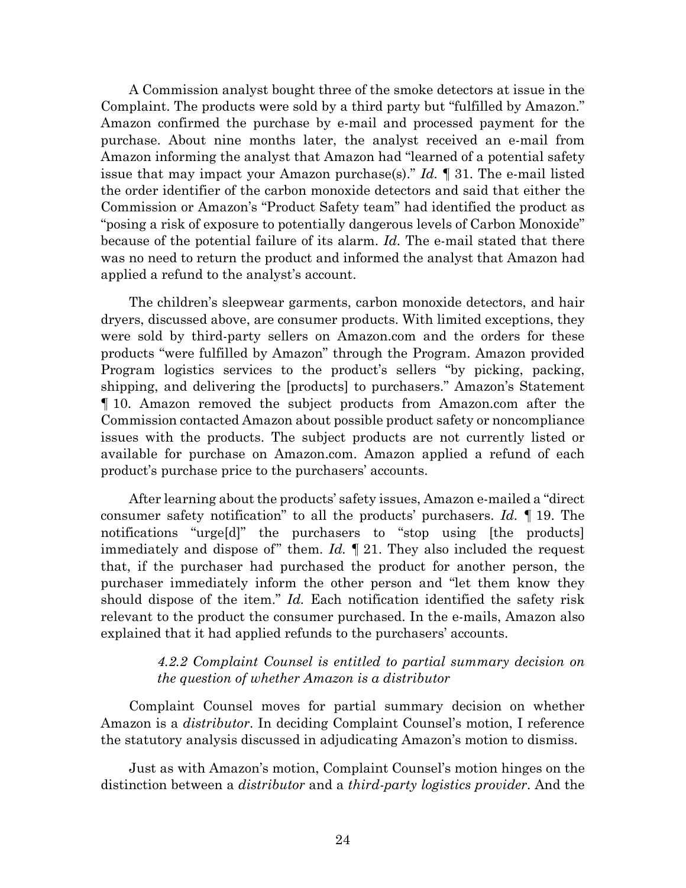A Commission analyst bought three of the smoke detectors at issue in the Complaint. The products were sold by a third party but "fulfilled by Amazon." Amazon confirmed the purchase by e-mail and processed payment for the purchase. About nine months later, the analyst received an e-mail from Amazon informing the analyst that Amazon had "learned of a potential safety issue that may impact your Amazon purchase(s)." *Id.* ¶ 31. The e-mail listed the order identifier of the carbon monoxide detectors and said that either the Commission or Amazon's "Product Safety team" had identified the product as "posing a risk of exposure to potentially dangerous levels of Carbon Monoxide" because of the potential failure of its alarm. *Id.* The e-mail stated that there was no need to return the product and informed the analyst that Amazon had applied a refund to the analyst's account.

The children's sleepwear garments, carbon monoxide detectors, and hair dryers, discussed above, are consumer products. With limited exceptions, they were sold by third-party sellers on Amazon.com and the orders for these products "were fulfilled by Amazon" through the Program. Amazon provided Program logistics services to the product's sellers "by picking, packing, shipping, and delivering the [products] to purchasers." Amazon's Statement ¶ 10. Amazon removed the subject products from Amazon.com after the Commission contacted Amazon about possible product safety or noncompliance issues with the products. The subject products are not currently listed or available for purchase on Amazon.com. Amazon applied a refund of each product's purchase price to the purchasers' accounts.

After learning about the products' safety issues, Amazon e-mailed a "direct consumer safety notification" to all the products' purchasers. *Id.* ¶ 19. The notifications "urge[d]" the purchasers to "stop using [the products] immediately and dispose of" them. *Id.* ¶ 21. They also included the request that, if the purchaser had purchased the product for another person, the purchaser immediately inform the other person and "let them know they should dispose of the item." *Id.* Each notification identified the safety risk relevant to the product the consumer purchased. In the e-mails, Amazon also explained that it had applied refunds to the purchasers' accounts.

#### *4.2.2 Complaint Counsel is entitled to partial summary decision on the question of whether Amazon is a distributor*

Complaint Counsel moves for partial summary decision on whether Amazon is a *distributor*. In deciding Complaint Counsel's motion, I reference the statutory analysis discussed in adjudicating Amazon's motion to dismiss.

Just as with Amazon's motion, Complaint Counsel's motion hinges on the distinction between a *distributor* and a *third-party logistics provider*. And the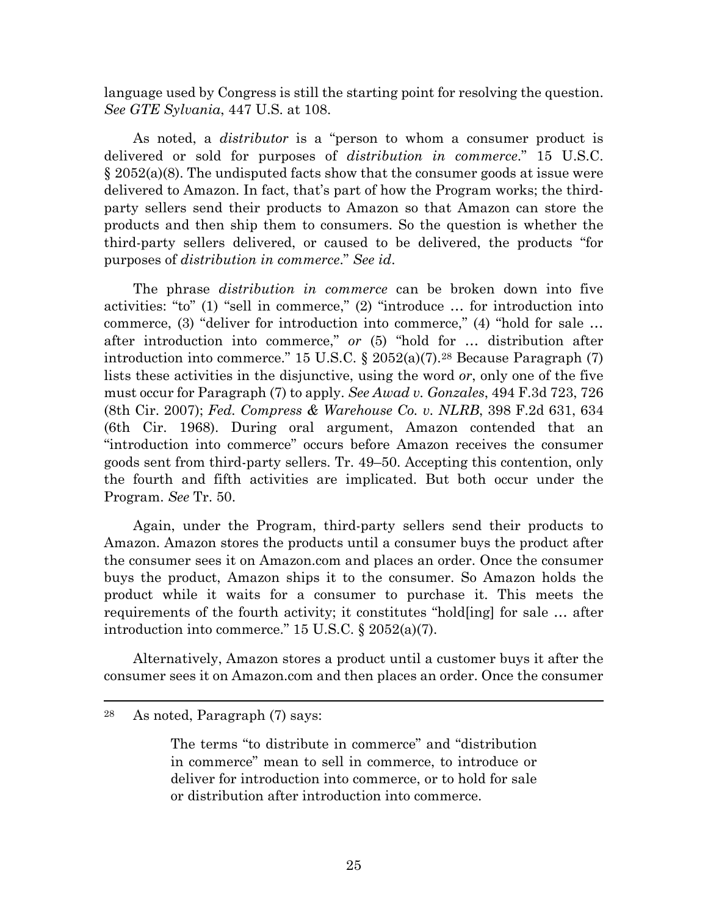language used by Congress is still the starting point for resolving the question. *See GTE Sylvania*, 447 U.S. at 108.

As noted, a *distributor* is a "person to whom a consumer product is delivered or sold for purposes of *distribution in commerce*." 15 U.S.C. § 2052(a)(8). The undisputed facts show that the consumer goods at issue were delivered to Amazon. In fact, that's part of how the Program works; the third-party sellers send their products to Amazon so that Amazon can store the products and then ship them to consumers. So the question is whether the third-party sellers delivered, or caused to be delivered, the products "for purposes of *distribution in commerce*." *See id*.

The phrase *distribution in commerce* can be broken down into five activities: "to" (1) "sell in commerce," (2) "introduce … for introduction into commerce, (3) "deliver for introduction into commerce," (4) "hold for sale … after introduction into commerce," *or* (5) "hold for … distribution after introduction into commerce." 15 U.S.C. § 2052(a)(7).[28] Because Paragraph (7) lists these activities in the disjunctive, using the word *or*, only one of the five must occur for Paragraph (7) to apply. *See Awad v. Gonzales*, 494 F.3d 723, 726 (8th Cir. 2007); *Fed. Compress & Warehouse Co. v. NLRB*, 398 F.2d 631, 634 (6th Cir. 1968). During oral argument, Amazon contended that an "introduction into commerce" occurs before Amazon receives the consumer goods sent from third-party sellers. Tr. 49–50. Accepting this contention, only the fourth and fifth activities are implicated. But both occur under the Program. *See* Tr. 50.

Again, under the Program, third-party sellers send their products to Amazon. Amazon stores the products until a consumer buys the product after the consumer sees it on Amazon.com and places an order. Once the consumer buys the product, Amazon ships it to the consumer. So Amazon holds the product while it waits for a consumer to purchase it. This meets the requirements of the fourth activity; it constitutes "hold[ing] for sale … after introduction into commerce." 15 U.S.C. § 2052(a)(7).

Alternatively, Amazon stores a product until a customer buys it after the consumer sees it on Amazon.com and then places an order. Once the consumer

---

[28] As noted, Paragraph (7) says:

> The terms "to distribute in commerce" and "distribution in commerce" mean to sell in commerce, to introduce or deliver for introduction into commerce, or to hold for sale or distribution after introduction into commerce.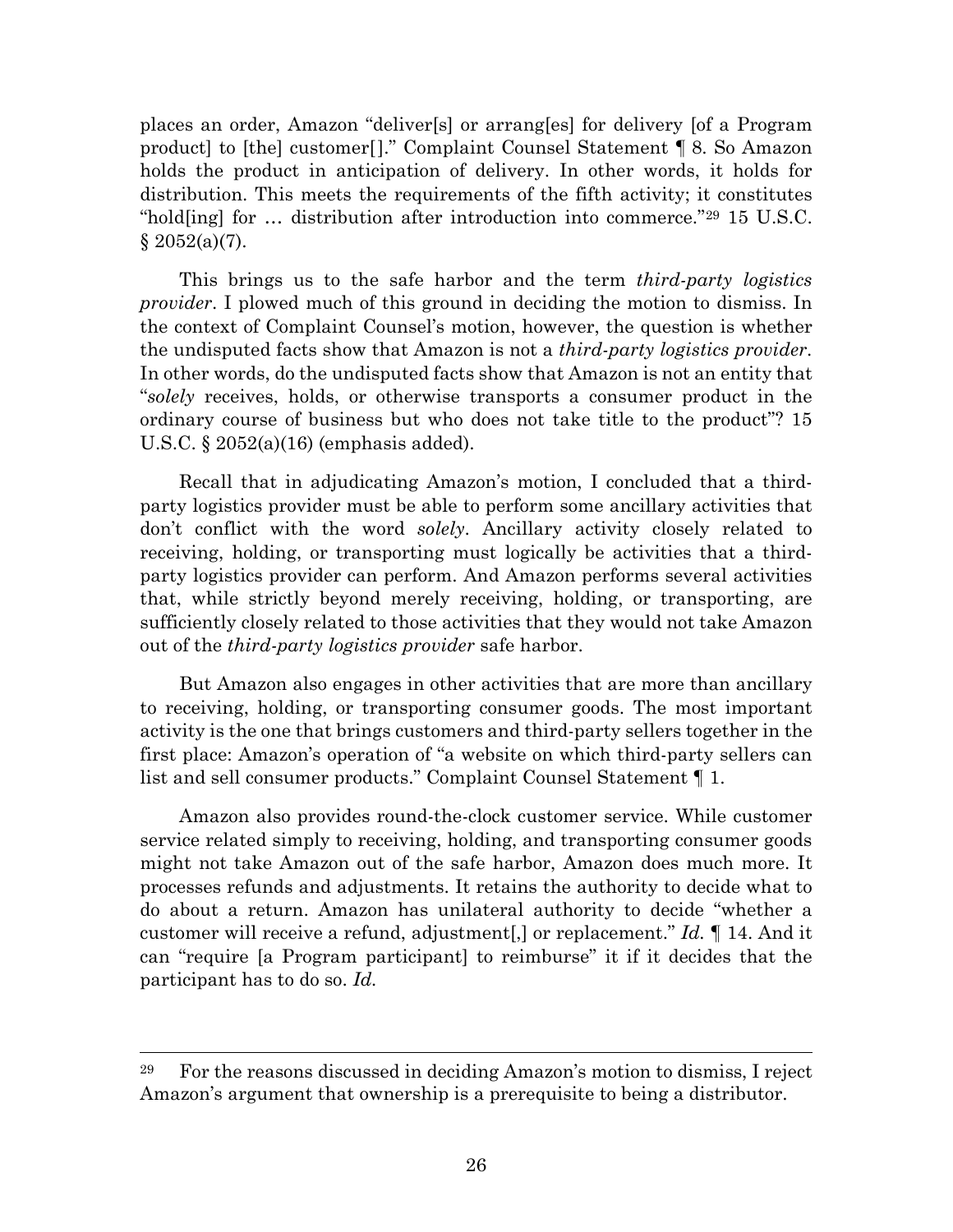places an order, Amazon "deliver[s] or arrang[es] for delivery [of a Program product] to [the] customer[]." Complaint Counsel Statement ¶ 8. So Amazon holds the product in anticipation of delivery. In other words, it holds for distribution. This meets the requirements of the fifth activity; it constitutes "hold[ing] for … distribution after introduction into commerce."[29] 15 U.S.C. § 2052(a)(7).

This brings us to the safe harbor and the term *third-party logistics provider*. I plowed much of this ground in deciding the motion to dismiss. In the context of Complaint Counsel's motion, however, the question is whether the undisputed facts show that Amazon is not a *third-party logistics provider*. In other words, do the undisputed facts show that Amazon is not an entity that "*solely* receives, holds, or otherwise transports a consumer product in the ordinary course of business but who does not take title to the product"? 15 U.S.C. § 2052(a)(16) (emphasis added).

Recall that in adjudicating Amazon's motion, I concluded that a third-party logistics provider must be able to perform some ancillary activities that don't conflict with the word *solely*. Ancillary activity closely related to receiving, holding, or transporting must logically be activities that a third-party logistics provider can perform. And Amazon performs several activities that, while strictly beyond merely receiving, holding, or transporting, are sufficiently closely related to those activities that they would not take Amazon out of the *third-party logistics provider* safe harbor.

But Amazon also engages in other activities that are more than ancillary to receiving, holding, or transporting consumer goods. The most important activity is the one that brings customers and third-party sellers together in the first place: Amazon's operation of "a website on which third-party sellers can list and sell consumer products." Complaint Counsel Statement ¶ 1.

Amazon also provides round-the-clock customer service. While customer service related simply to receiving, holding, and transporting consumer goods might not take Amazon out of the safe harbor, Amazon does much more. It processes refunds and adjustments. It retains the authority to decide what to do about a return. Amazon has unilateral authority to decide "whether a customer will receive a refund, adjustment[,] or replacement." *Id.* ¶ 14. And it can "require [a Program participant] to reimburse" it if it decides that the participant has to do so. *Id.*

---

[29] For the reasons discussed in deciding Amazon's motion to dismiss, I reject Amazon's argument that ownership is a prerequisite to being a distributor.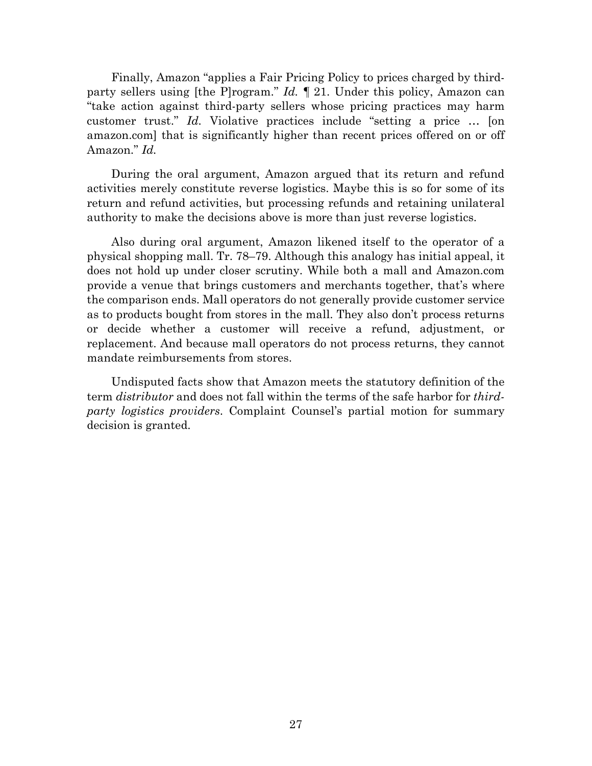Finally, Amazon "applies a Fair Pricing Policy to prices charged by third-party sellers using [the P]rogram." *Id.* ¶ 21. Under this policy, Amazon can "take action against third-party sellers whose pricing practices may harm customer trust." *Id.* Violative practices include "setting a price … [on amazon.com] that is significantly higher than recent prices offered on or off Amazon." *Id.*

During the oral argument, Amazon argued that its return and refund activities merely constitute reverse logistics. Maybe this is so for some of its return and refund activities, but processing refunds and retaining unilateral authority to make the decisions above is more than just reverse logistics.

Also during oral argument, Amazon likened itself to the operator of a physical shopping mall. Tr. 78–79. Although this analogy has initial appeal, it does not hold up under closer scrutiny. While both a mall and Amazon.com provide a venue that brings customers and merchants together, that's where the comparison ends. Mall operators do not generally provide customer service as to products bought from stores in the mall. They also don't process returns or decide whether a customer will receive a refund, adjustment, or replacement. And because mall operators do not process returns, they cannot mandate reimbursements from stores.

Undisputed facts show that Amazon meets the statutory definition of the term *distributor* and does not fall within the terms of the safe harbor for *third-party logistics providers*. Complaint Counsel's partial motion for summary decision is granted.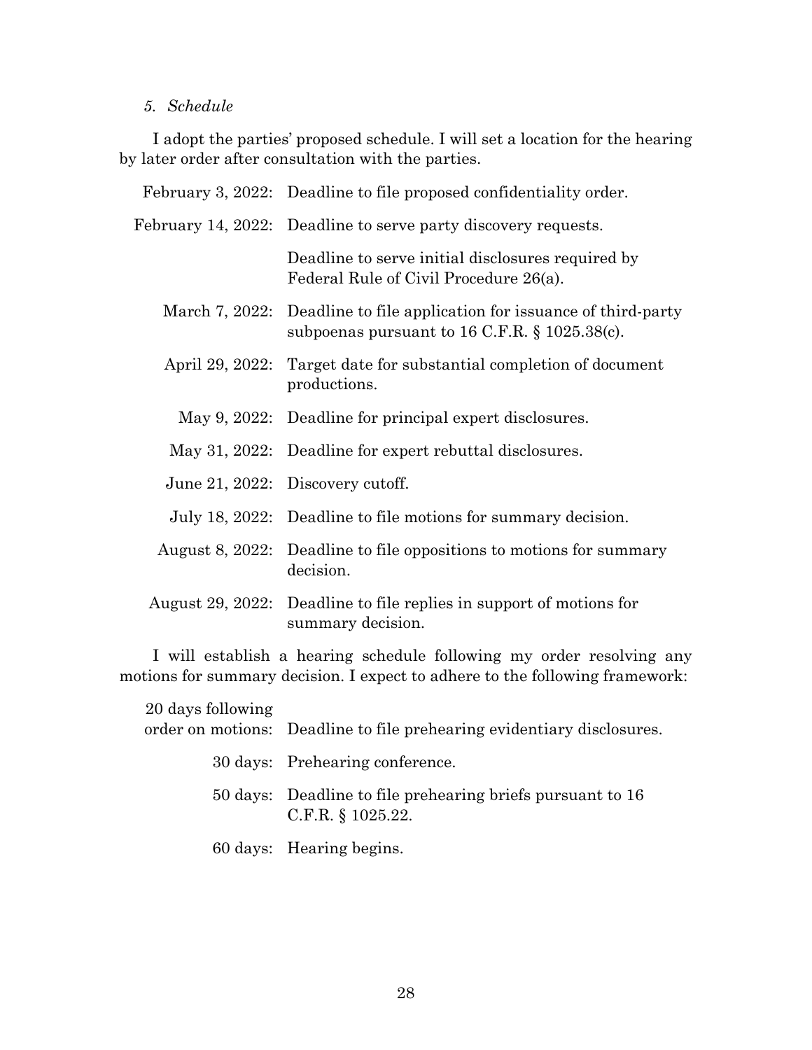*5. Schedule*

I adopt the parties' proposed schedule. I will set a location for the hearing by later order after consultation with the parties.

| | |
|---|---|
| February 3, 2022: | Deadline to file proposed confidentiality order. |
| February 14, 2022: | Deadline to serve party discovery requests. |
| | Deadline to serve initial disclosures required by Federal Rule of Civil Procedure 26(a). |
| March 7, 2022: | Deadline to file application for issuance of third-party subpoenas pursuant to 16 C.F.R. § 1025.38(c). |
| April 29, 2022: | Target date for substantial completion of document productions. |
| May 9, 2022: | Deadline for principal expert disclosures. |
| May 31, 2022: | Deadline for expert rebuttal disclosures. |
| June 21, 2022: | Discovery cutoff. |
| July 18, 2022: | Deadline to file motions for summary decision. |
| August 8, 2022: | Deadline to file oppositions to motions for summary decision. |
| August 29, 2022: | Deadline to file replies in support of motions for summary decision. |

I will establish a hearing schedule following my order resolving any motions for summary decision. I expect to adhere to the following framework:

| | |
|---|---|
| 20 days following order on motions: | Deadline to file prehearing evidentiary disclosures. |
| 30 days: | Prehearing conference. |
| 50 days: | Deadline to file prehearing briefs pursuant to 16 C.F.R. § 1025.22. |
| 60 days: | Hearing begins. |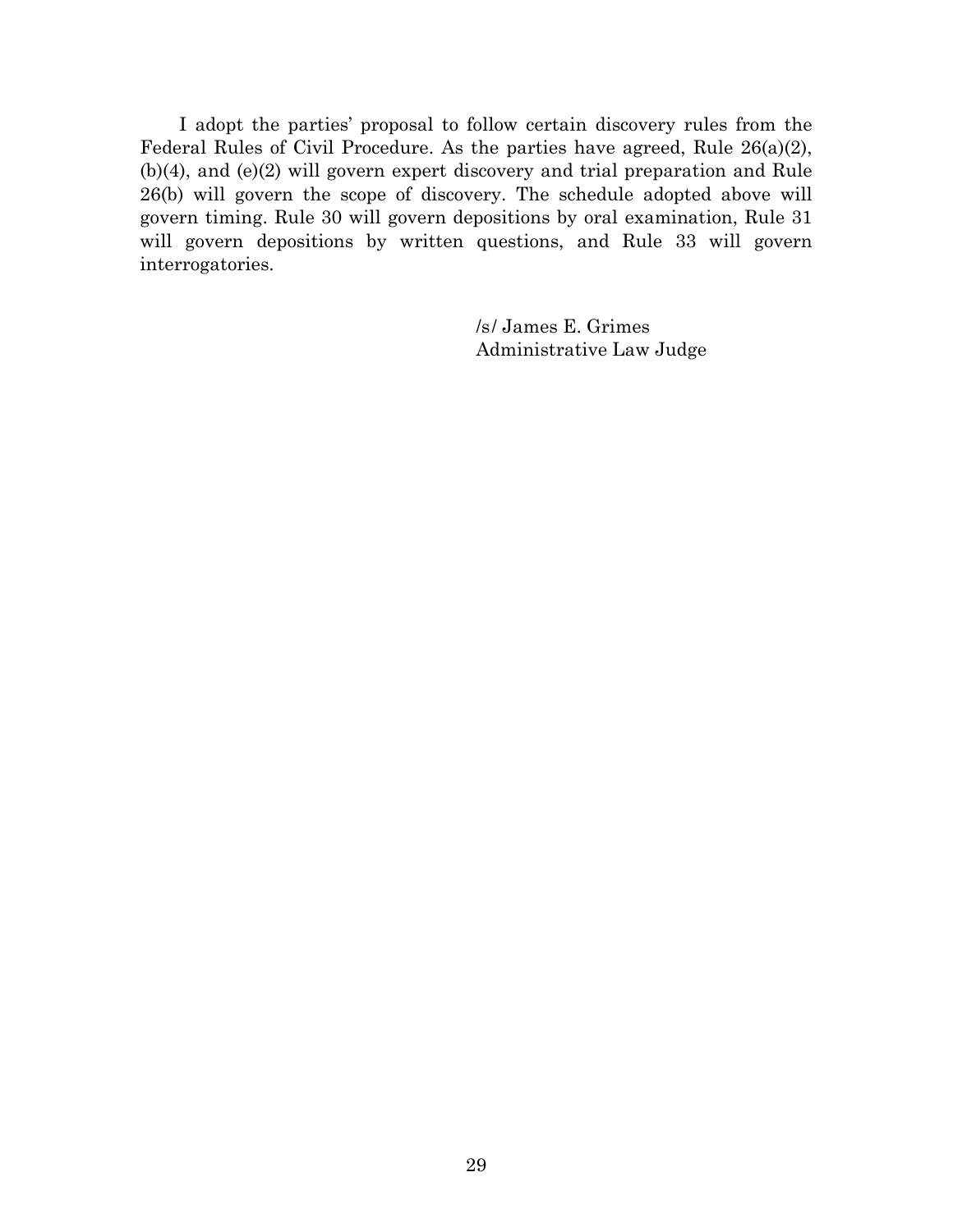I adopt the parties' proposal to follow certain discovery rules from the Federal Rules of Civil Procedure. As the parties have agreed, Rule 26(a)(2), (b)(4), and (e)(2) will govern expert discovery and trial preparation and Rule 26(b) will govern the scope of discovery. The schedule adopted above will govern timing. Rule 30 will govern depositions by oral examination, Rule 31 will govern depositions by written questions, and Rule 33 will govern interrogatories.

/s/ James E. Grimes  
Administrative Law Judge